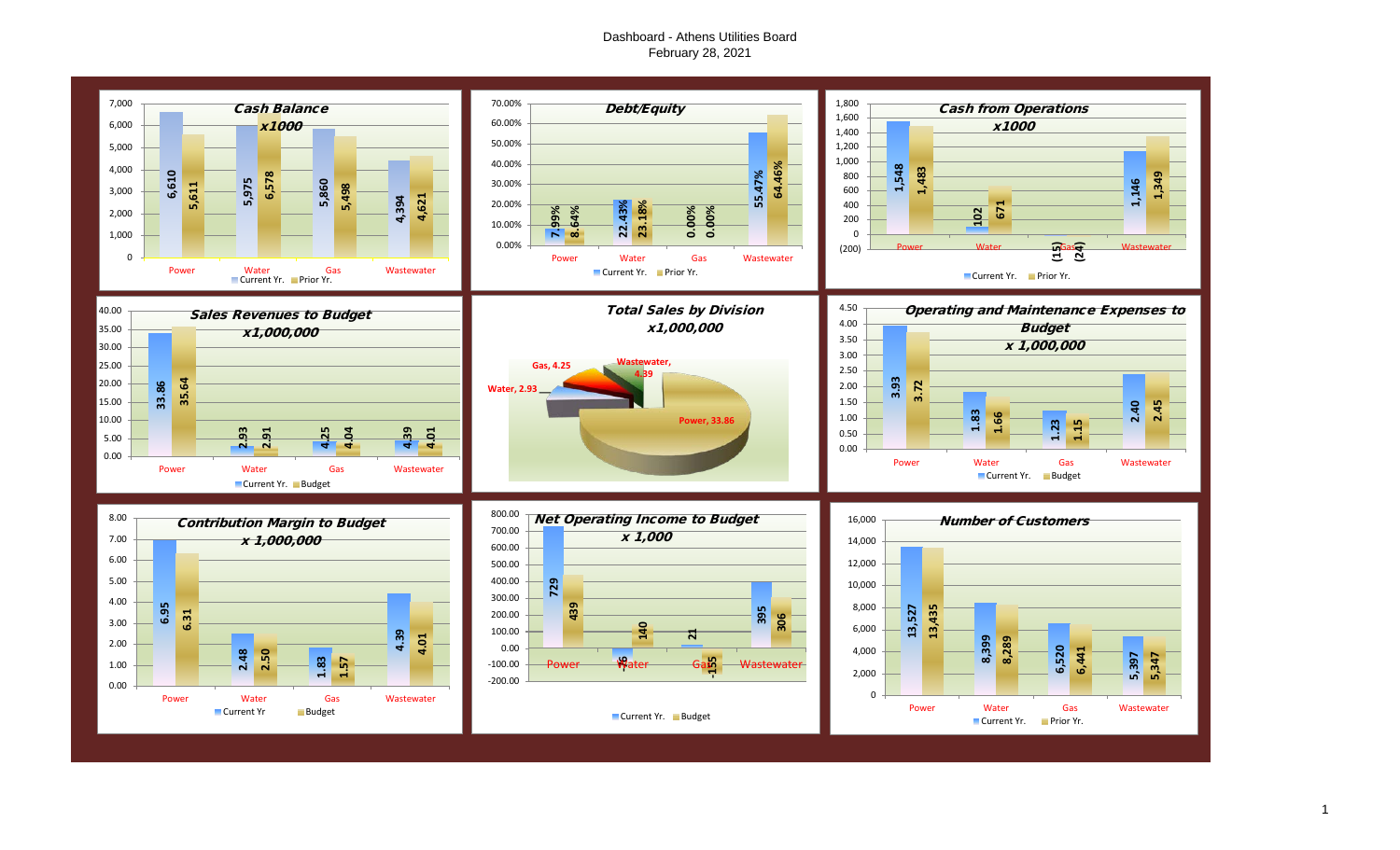# Dashboard - Athens Utilities Board
## February 28, 2021

### Cash Balance x1000

| | Power | Water | Gas | Wastewater |
|---|---|---|---|---|
| Current Yr. | 6,610 | 5,975 | 5,860 | 4,394 |
| Prior Yr. | 5,611 | 6,578 | 5,498 | 4,621 |

### Debt/Equity

| | Power | Water | Gas | Wastewater |
|---|---|---|---|---|
| Current Yr. | 7.99% | 22.43% | 0.00% | 55.47% |
| Prior Yr. | 8.64% | 23.18% | 0.00% | 64.46% |

### Cash from Operations x1000

| | Power | Water | Gas | Wastewater |
|---|---|---|---|---|
| Current Yr. | 1,548 | 102 | (15) | 1,146 |
| Prior Yr. | 1,483 | 671 | (24) | 1,349 |

### Sales Revenues to Budget x1,000,000

| | Power | Water | Gas | Wastewater |
|---|---|---|---|---|
| Current Yr. | 33.86 | 2.93 | 4.25 | 4.39 |
| Budget | 35.64 | 2.91 | 4.04 | 4.01 |

### Total Sales by Division x1,000,000

| Division | Sales |
|---|---|
| Power | 33.86 |
| Water | 2.93 |
| Gas | 4.25 |
| Wastewater | 4.39 |

### Operating and Maintenance Expenses to Budget x 1,000,000

| | Power | Water | Gas | Wastewater |
|---|---|---|---|---|
| Current Yr. | 3.93 | 1.83 | 1.23 | 2.40 |
| Budget | 3.72 | 1.66 | 1.15 | 2.45 |

### Contribution Margin to Budget x 1,000,000

| | Power | Water | Gas | Wastewater |
|---|---|---|---|---|
| Current Yr | 6.95 | 2.48 | 1.83 | 4.39 |
| Budget | 6.31 | 2.50 | 1.57 | 4.01 |

### Net Operating Income to Budget x 1,000

| | Power | Water | Gas | Wastewater |
|---|---|---|---|---|
| Current Yr. | 729 | -76 | 21 | 395 |
| Budget | 439 | 140 | -155 | 306 |

### Number of Customers

| | Power | Water | Gas | Wastewater |
|---|---|---|---|---|
| Current Yr. | 13,527 | 8,399 | 6,520 | 5,397 |
| Prior Yr. | 13,435 | 8,289 | 6,441 | 5,347 |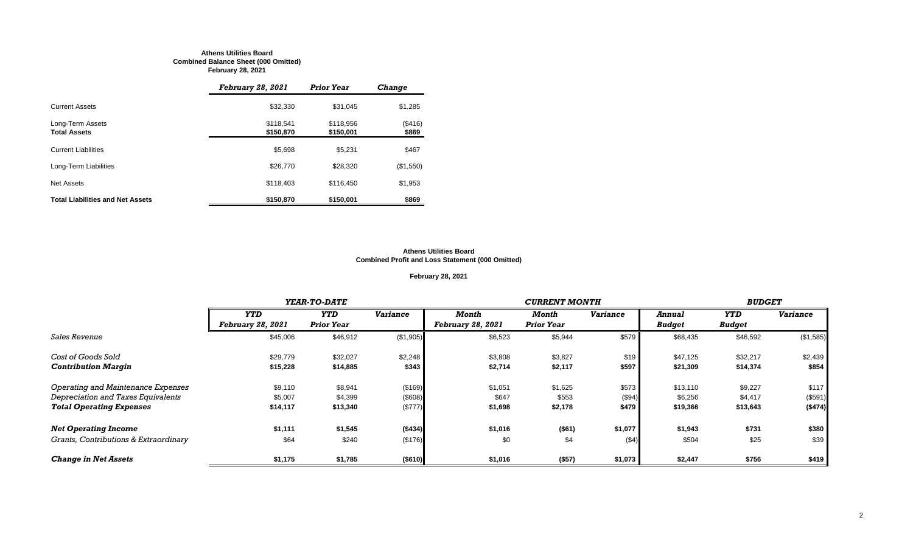**Athens Utilities Board**
**Combined Balance Sheet (000 Omitted)**
**February 28, 2021**

| | *February 28, 2021* | *Prior Year* | *Change* |
|---|---|---|---|
| Current Assets | $32,330 | $31,045 | $1,285 |
| Long-Term Assets | $118,541 | $118,956 | ($416) |
| **Total Assets** | **$150,870** | **$150,001** | **$869** |
| Current Liabilities | $5,698 | $5,231 | $467 |
| Long-Term Liabilities | $26,770 | $28,320 | ($1,550) |
| Net Assets | $118,403 | $116,450 | $1,953 |
| **Total Liabilities and Net Assets** | **$150,870** | **$150,001** | **$869** |

**Athens Utilities Board**
**Combined Profit and Loss Statement (000 Omitted)**

**February 28, 2021**

| | *YEAR-TO-DATE* | | | *CURRENT MONTH* | | | *BUDGET* | | |
|---|---|---|---|---|---|---|---|---|---|
| | *YTD February 28, 2021* | *YTD Prior Year* | *Variance* | *Month February 28, 2021* | *Month Prior Year* | *Variance* | *Annual Budget* | *YTD Budget* | *Variance* |
| *Sales Revenue* | $45,006 | $46,912 | ($1,905) | $6,523 | $5,944 | $579 | $68,435 | $46,592 | ($1,585) |
| *Cost of Goods Sold* | $29,779 | $32,027 | $2,248 | $3,808 | $3,827 | $19 | $47,125 | $32,217 | $2,439 |
| ***Contribution Margin*** | **$15,228** | **$14,885** | **$343** | **$2,714** | **$2,117** | **$597** | **$21,309** | **$14,374** | **$854** |
| *Operating and Maintenance Expenses* | $9,110 | $8,941 | ($169) | $1,051 | $1,625 | $573 | $13,110 | $9,227 | $117 |
| *Depreciation and Taxes Equivalents* | $5,007 | $4,399 | ($608) | $647 | $553 | ($94) | $6,256 | $4,417 | ($591) |
| ***Total Operating Expenses*** | **$14,117** | **$13,340** | **($777)** | **$1,698** | **$2,178** | **$479** | **$19,366** | **$13,643** | **($474)** |
| ***Net Operating Income*** | **$1,111** | **$1,545** | **($434)** | **$1,016** | **($61)** | **$1,077** | **$1,943** | **$731** | **$380** |
| *Grants, Contributions & Extraordinary* | $64 | $240 | ($176) | $0 | $4 | ($4) | $504 | $25 | $39 |
| ***Change in Net Assets*** | **$1,175** | **$1,785** | **($610)** | **$1,016** | **($57)** | **$1,073** | **$2,447** | **$756** | **$419** |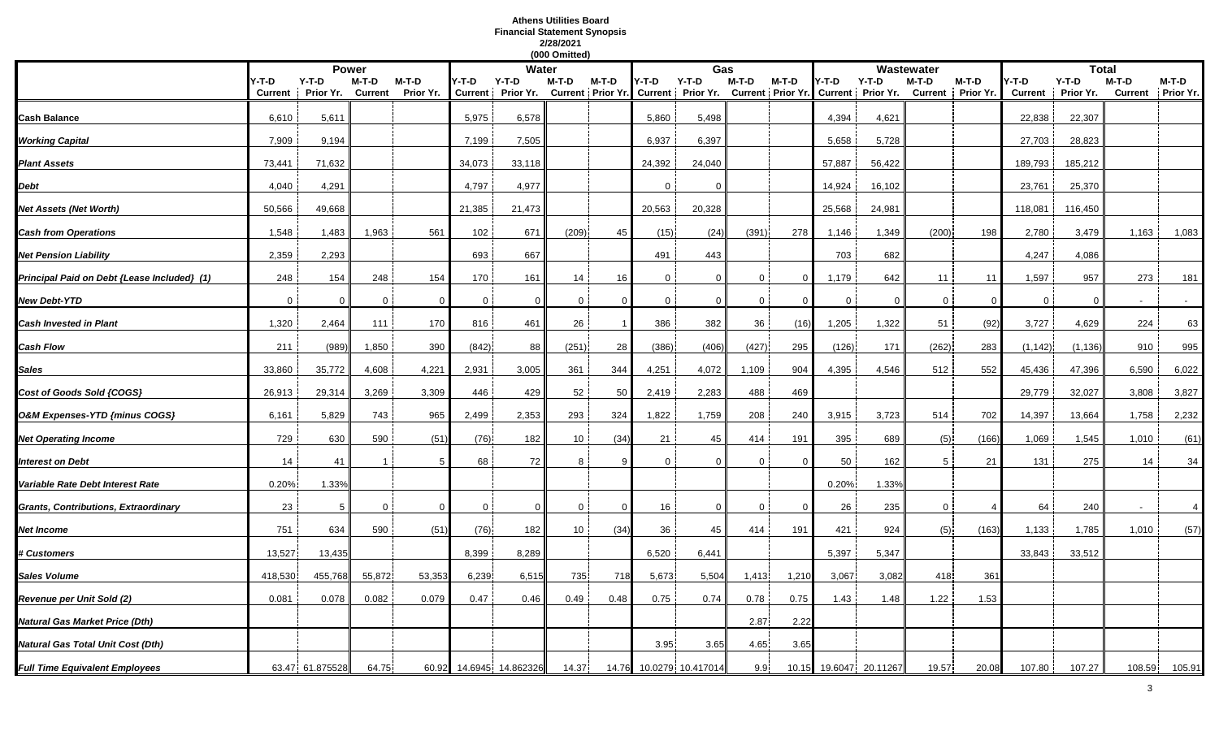# Athens Utilities Board
## Financial Statement Synopsis
### 2/28/2021
### (000 Omitted)

| | Power | | | | Water | | | | Gas | | | | Wastewater | | | | Total | | | |
|---|---|---|---|---|---|---|---|---|---|---|---|---|---|---|---|---|---|---|---|---|
| | Y-T-D Current | Y-T-D Prior Yr. | M-T-D Current | M-T-D Prior Yr. | Y-T-D Current | Y-T-D Prior Yr. | M-T-D Current | M-T-D Prior Yr. | Y-T-D Current | Y-T-D Prior Yr. | M-T-D Current | M-T-D Prior Yr. | Y-T-D Current | Y-T-D Prior Yr. | M-T-D Current | M-T-D Prior Yr. | Y-T-D Current | Y-T-D Prior Yr. | M-T-D Current | M-T-D Prior Yr. |
| **Cash Balance** | 6,610 | 5,611 | | | 5,975 | 6,578 | | | 5,860 | 5,498 | | | 4,394 | 4,621 | | | 22,838 | 22,307 | | |
| **Working Capital** | 7,909 | 9,194 | | | 7,199 | 7,505 | | | 6,937 | 6,397 | | | 5,658 | 5,728 | | | 27,703 | 28,823 | | |
| **Plant Assets** | 73,441 | 71,632 | | | 34,073 | 33,118 | | | 24,392 | 24,040 | | | 57,887 | 56,422 | | | 189,793 | 185,212 | | |
| **Debt** | 4,040 | 4,291 | | | 4,797 | 4,977 | | | 0 | 0 | | | 14,924 | 16,102 | | | 23,761 | 25,370 | | |
| **Net Assets (Net Worth)** | 50,566 | 49,668 | | | 21,385 | 21,473 | | | 20,563 | 20,328 | | | 25,568 | 24,981 | | | 118,081 | 116,450 | | |
| **Cash from Operations** | 1,548 | 1,483 | 1,963 | 561 | 102 | 671 | (209) | 45 | (15) | (24) | (391) | 278 | 1,146 | 1,349 | (200) | 198 | 2,780 | 3,479 | 1,163 | 1,083 |
| **Net Pension Liability** | 2,359 | 2,293 | | | 693 | 667 | | | 491 | 443 | | | 703 | 682 | | | 4,247 | 4,086 | | |
| **Principal Paid on Debt {Lease Included} (1)** | 248 | 154 | 248 | 154 | 170 | 161 | 14 | 16 | 0 | 0 | 0 | 0 | 1,179 | 642 | 11 | 11 | 1,597 | 957 | 273 | 181 |
| **New Debt-YTD** | 0 | 0 | 0 | 0 | 0 | 0 | 0 | 0 | 0 | 0 | 0 | 0 | 0 | 0 | 0 | 0 | 0 | 0 | - | - |
| **Cash Invested in Plant** | 1,320 | 2,464 | 111 | 170 | 816 | 461 | 26 | 1 | 386 | 382 | 36 | (16) | 1,205 | 1,322 | 51 | (92) | 3,727 | 4,629 | 224 | 63 |
| **Cash Flow** | 211 | (989) | 1,850 | 390 | (842) | 88 | (251) | 28 | (386) | (406) | (427) | 295 | (126) | 171 | (262) | 283 | (1,142) | (1,136) | 910 | 995 |
| **Sales** | 33,860 | 35,772 | 4,608 | 4,221 | 2,931 | 3,005 | 361 | 344 | 4,251 | 4,072 | 1,109 | 904 | 4,395 | 4,546 | 512 | 552 | 45,436 | 47,396 | 6,590 | 6,022 |
| **Cost of Goods Sold {COGS}** | 26,913 | 29,314 | 3,269 | 3,309 | 446 | 429 | 52 | 50 | 2,419 | 2,283 | 488 | 469 | | | | | 29,779 | 32,027 | 3,808 | 3,827 |
| **O&M Expenses-YTD {minus COGS}** | 6,161 | 5,829 | 743 | 965 | 2,499 | 2,353 | 293 | 324 | 1,822 | 1,759 | 208 | 240 | 3,915 | 3,723 | 514 | 702 | 14,397 | 13,664 | 1,758 | 2,232 |
| **Net Operating Income** | 729 | 630 | 590 | (51) | (76) | 182 | 10 | (34) | 21 | 45 | 414 | 191 | 395 | 689 | (5) | (166) | 1,069 | 1,545 | 1,010 | (61) |
| **Interest on Debt** | 14 | 41 | 1 | 5 | 68 | 72 | 8 | 9 | 0 | 0 | 0 | 0 | 50 | 162 | 5 | 21 | 131 | 275 | 14 | 34 |
| **Variable Rate Debt Interest Rate** | 0.20% | 1.33% | | | | | | | | | | | 0.20% | 1.33% | | | | | | |
| **Grants, Contributions, Extraordinary** | 23 | 5 | 0 | 0 | 0 | 0 | 0 | 0 | 16 | 0 | 0 | 0 | 26 | 235 | 0 | 4 | 64 | 240 | - | 4 |
| **Net Income** | 751 | 634 | 590 | (51) | (76) | 182 | 10 | (34) | 36 | 45 | 414 | 191 | 421 | 924 | (5) | (163) | 1,133 | 1,785 | 1,010 | (57) |
| **# Customers** | 13,527 | 13,435 | | | 8,399 | 8,289 | | | 6,520 | 6,441 | | | 5,397 | 5,347 | | | 33,843 | 33,512 | | |
| **Sales Volume** | 418,530 | 455,768 | 55,872 | 53,353 | 6,239 | 6,515 | 735 | 718 | 5,673 | 5,504 | 1,413 | 1,210 | 3,067 | 3,082 | 418 | 361 | | | | |
| **Revenue per Unit Sold (2)** | 0.081 | 0.078 | 0.082 | 0.079 | 0.47 | 0.46 | 0.49 | 0.48 | 0.75 | 0.74 | 0.78 | 0.75 | 1.43 | 1.48 | 1.22 | 1.53 | | | | |
| **Natural Gas Market Price (Dth)** | | | | | | | | | | | 2.87 | 2.22 | | | | | | | | |
| **Natural Gas Total Unit Cost (Dth)** | | | | | | | | | 3.95 | 3.65 | 4.65 | 3.65 | | | | | | | | |
| **Full Time Equivalent Employees** | 63.47 | 61.875528 | 64.75 | 60.92 | 14.6945 | 14.862326 | 14.37 | 14.76 | 10.0279 | 10.417014 | 9.9 | 10.15 | 19.6047 | 20.11267 | 19.57 | 20.08 | 107.80 | 107.27 | 108.59 | 105.91 |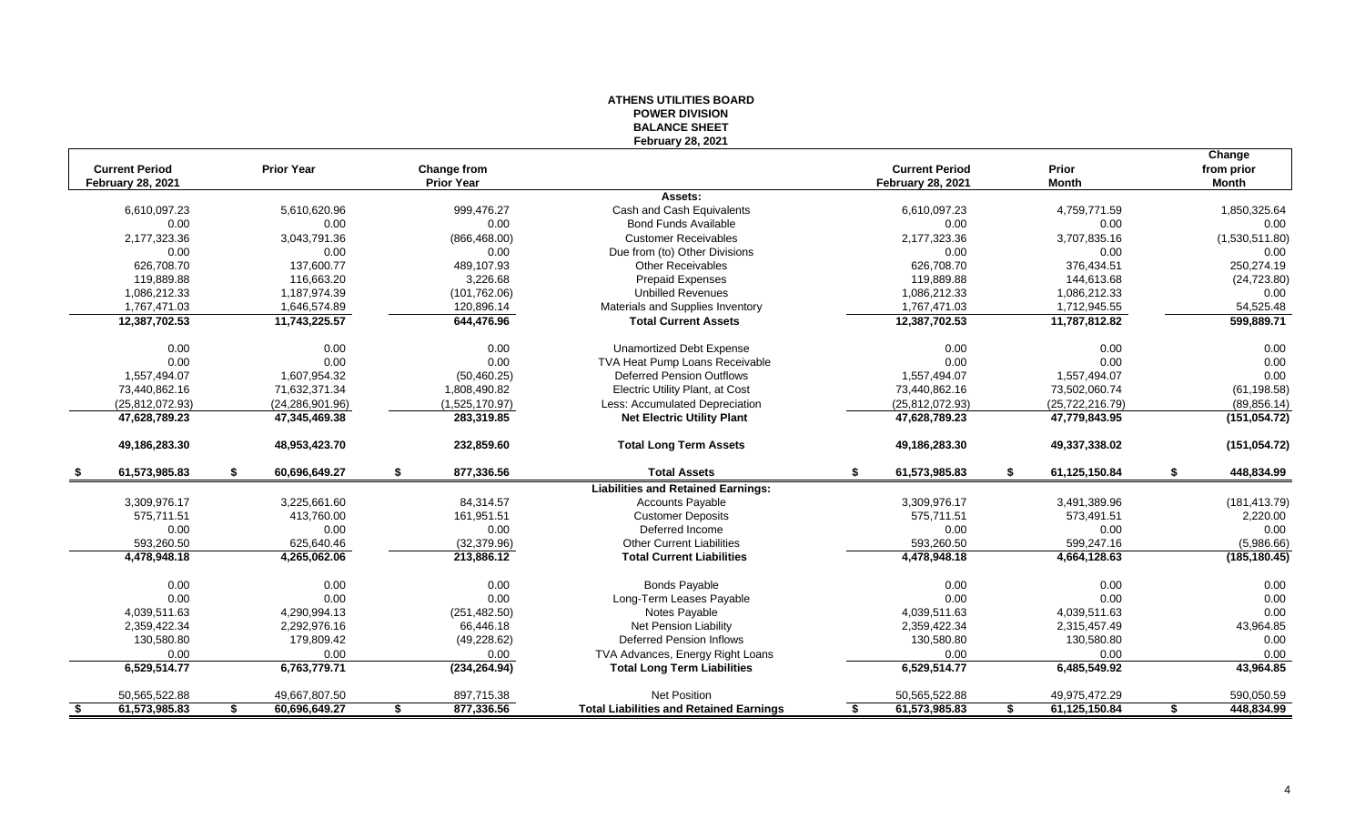**ATHENS UTILITIES BOARD**
**POWER DIVISION**
**BALANCE SHEET**
**February 28, 2021**

| Current Period February 28, 2021 | Prior Year | Change from Prior Year | | Current Period February 28, 2021 | Prior Month | Change from prior Month |
|---|---|---|---|---|---|---|
| | | | **Assets:** | | | |
| 6,610,097.23 | 5,610,620.96 | 999,476.27 | Cash and Cash Equivalents | 6,610,097.23 | 4,759,771.59 | 1,850,325.64 |
| 0.00 | 0.00 | 0.00 | Bond Funds Available | 0.00 | 0.00 | 0.00 |
| 2,177,323.36 | 3,043,791.36 | (866,468.00) | Customer Receivables | 2,177,323.36 | 3,707,835.16 | (1,530,511.80) |
| 0.00 | 0.00 | 0.00 | Due from (to) Other Divisions | 0.00 | 0.00 | 0.00 |
| 626,708.70 | 137,600.77 | 489,107.93 | Other Receivables | 626,708.70 | 376,434.51 | 250,274.19 |
| 119,889.88 | 116,663.20 | 3,226.68 | Prepaid Expenses | 119,889.88 | 144,613.68 | (24,723.80) |
| 1,086,212.33 | 1,187,974.39 | (101,762.06) | Unbilled Revenues | 1,086,212.33 | 1,086,212.33 | 0.00 |
| 1,767,471.03 | 1,646,574.89 | 120,896.14 | Materials and Supplies Inventory | 1,767,471.03 | 1,712,945.55 | 54,525.48 |
| **12,387,702.53** | **11,743,225.57** | **644,476.96** | **Total Current Assets** | **12,387,702.53** | **11,787,812.82** | **599,889.71** |
| 0.00 | 0.00 | 0.00 | Unamortized Debt Expense | 0.00 | 0.00 | 0.00 |
| 0.00 | 0.00 | 0.00 | TVA Heat Pump Loans Receivable | 0.00 | 0.00 | 0.00 |
| 1,557,494.07 | 1,607,954.32 | (50,460.25) | Deferred Pension Outflows | 1,557,494.07 | 1,557,494.07 | 0.00 |
| 73,440,862.16 | 71,632,371.34 | 1,808,490.82 | Electric Utility Plant, at Cost | 73,440,862.16 | 73,502,060.74 | (61,198.58) |
| (25,812,072.93) | (24,286,901.96) | (1,525,170.97) | Less: Accumulated Depreciation | (25,812,072.93) | (25,722,216.79) | (89,856.14) |
| **47,628,789.23** | **47,345,469.38** | **283,319.85** | **Net Electric Utility Plant** | **47,628,789.23** | **47,779,843.95** | **(151,054.72)** |
| **49,186,283.30** | **48,953,423.70** | **232,859.60** | **Total Long Term Assets** | **49,186,283.30** | **49,337,338.02** | **(151,054.72)** |
| **$ 61,573,985.83** | **$ 60,696,649.27** | **$ 877,336.56** | **Total Assets** | **$ 61,573,985.83** | **$ 61,125,150.84** | **$ 448,834.99** |
| | | | **Liabilities and Retained Earnings:** | | | |
| 3,309,976.17 | 3,225,661.60 | 84,314.57 | Accounts Payable | 3,309,976.17 | 3,491,389.96 | (181,413.79) |
| 575,711.51 | 413,760.00 | 161,951.51 | Customer Deposits | 575,711.51 | 573,491.51 | 2,220.00 |
| 0.00 | 0.00 | 0.00 | Deferred Income | 0.00 | 0.00 | 0.00 |
| 593,260.50 | 625,640.46 | (32,379.96) | Other Current Liabilities | 593,260.50 | 599,247.16 | (5,986.66) |
| **4,478,948.18** | **4,265,062.06** | **213,886.12** | **Total Current Liabilities** | **4,478,948.18** | **4,664,128.63** | **(185,180.45)** |
| 0.00 | 0.00 | 0.00 | Bonds Payable | 0.00 | 0.00 | 0.00 |
| 0.00 | 0.00 | 0.00 | Long-Term Leases Payable | 0.00 | 0.00 | 0.00 |
| 4,039,511.63 | 4,290,994.13 | (251,482.50) | Notes Payable | 4,039,511.63 | 4,039,511.63 | 0.00 |
| 2,359,422.34 | 2,292,976.16 | 66,446.18 | Net Pension Liability | 2,359,422.34 | 2,315,457.49 | 43,964.85 |
| 130,580.80 | 179,809.42 | (49,228.62) | Deferred Pension Inflows | 130,580.80 | 130,580.80 | 0.00 |
| 0.00 | 0.00 | 0.00 | TVA Advances, Energy Right Loans | 0.00 | 0.00 | 0.00 |
| **6,529,514.77** | **6,763,779.71** | **(234,264.94)** | **Total Long Term Liabilities** | **6,529,514.77** | **6,485,549.92** | **43,964.85** |
| 50,565,522.88 | 49,667,807.50 | 897,715.38 | Net Position | 50,565,522.88 | 49,975,472.29 | 590,050.59 |
| **$ 61,573,985.83** | **$ 60,696,649.27** | **$ 877,336.56** | **Total Liabilities and Retained Earnings** | **$ 61,573,985.83** | **$ 61,125,150.84** | **$ 448,834.99** |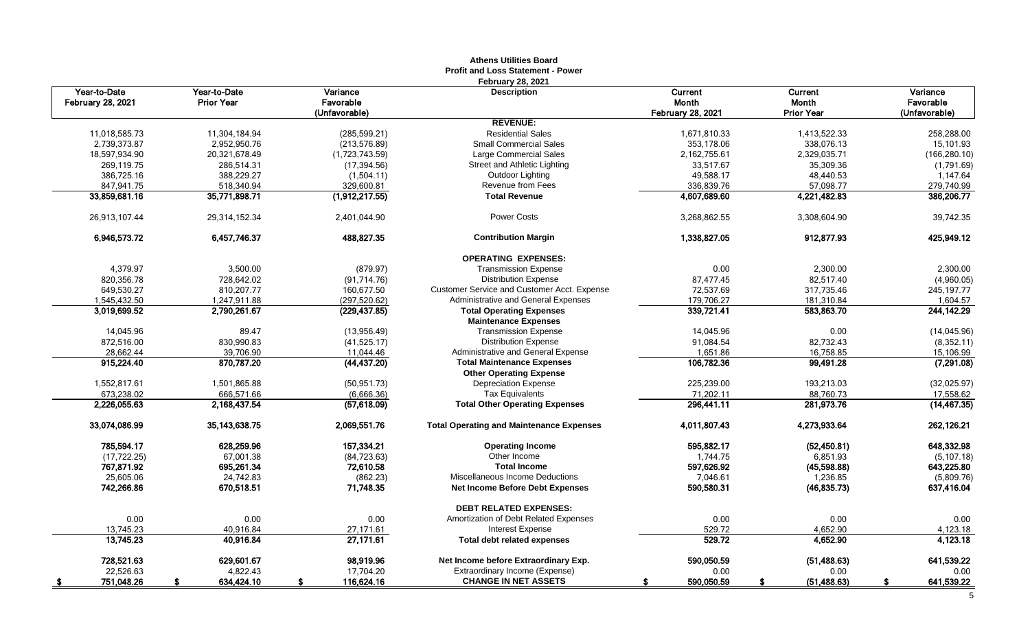**Athens Utilities Board**
**Profit and Loss Statement - Power**
**February 28, 2021**

| Year-to-Date February 28, 2021 | Year-to-Date Prior Year | Variance Favorable (Unfavorable) | Description | Current Month February 28, 2021 | Current Month Prior Year | Variance Favorable (Unfavorable) |
|---|---|---|---|---|---|---|
| | | | **REVENUE:** | | | |
| 11,018,585.73 | 11,304,184.94 | (285,599.21) | Residential Sales | 1,671,810.33 | 1,413,522.33 | 258,288.00 |
| 2,739,373.87 | 2,952,950.76 | (213,576.89) | Small Commercial Sales | 353,178.06 | 338,076.13 | 15,101.93 |
| 18,597,934.90 | 20,321,678.49 | (1,723,743.59) | Large Commercial Sales | 2,162,755.61 | 2,329,035.71 | (166,280.10) |
| 269,119.75 | 286,514.31 | (17,394.56) | Street and Athletic Lighting | 33,517.67 | 35,309.36 | (1,791.69) |
| 386,725.16 | 388,229.27 | (1,504.11) | Outdoor Lighting | 49,588.17 | 48,440.53 | 1,147.64 |
| 847,941.75 | 518,340.94 | 329,600.81 | Revenue from Fees | 336,839.76 | 57,098.77 | 279,740.99 |
| **33,859,681.16** | **35,771,898.71** | **(1,912,217.55)** | **Total Revenue** | **4,607,689.60** | **4,221,482.83** | **386,206.77** |
| 26,913,107.44 | 29,314,152.34 | 2,401,044.90 | Power Costs | 3,268,862.55 | 3,308,604.90 | 39,742.35 |
| **6,946,573.72** | **6,457,746.37** | **488,827.35** | **Contribution Margin** | **1,338,827.05** | **912,877.93** | **425,949.12** |
| | | | **OPERATING EXPENSES:** | | | |
| 4,379.97 | 3,500.00 | (879.97) | Transmission Expense | 0.00 | 2,300.00 | 2,300.00 |
| 820,356.78 | 728,642.02 | (91,714.76) | Distribution Expense | 87,477.45 | 82,517.40 | (4,960.05) |
| 649,530.27 | 810,207.77 | 160,677.50 | Customer Service and Customer Acct. Expense | 72,537.69 | 317,735.46 | 245,197.77 |
| 1,545,432.50 | 1,247,911.88 | (297,520.62) | Administrative and General Expenses | 179,706.27 | 181,310.84 | 1,604.57 |
| **3,019,699.52** | **2,790,261.67** | **(229,437.85)** | **Total Operating Expenses** | **339,721.41** | **583,863.70** | **244,142.29** |
| | | | **Maintenance Expenses** | | | |
| 14,045.96 | 89.47 | (13,956.49) | Transmission Expense | 14,045.96 | 0.00 | (14,045.96) |
| 872,516.00 | 830,990.83 | (41,525.17) | Distribution Expense | 91,084.54 | 82,732.43 | (8,352.11) |
| 28,662.44 | 39,706.90 | 11,044.46 | Administrative and General Expense | 1,651.86 | 16,758.85 | 15,106.99 |
| **915,224.40** | **870,787.20** | **(44,437.20)** | **Total Maintenance Expenses** | **106,782.36** | **99,491.28** | **(7,291.08)** |
| | | | **Other Operating Expense** | | | |
| 1,552,817.61 | 1,501,865.88 | (50,951.73) | Depreciation Expense | 225,239.00 | 193,213.03 | (32,025.97) |
| 673,238.02 | 666,571.66 | (6,666.36) | Tax Equivalents | 71,202.11 | 88,760.73 | 17,558.62 |
| **2,226,055.63** | **2,168,437.54** | **(57,618.09)** | **Total Other Operating Expenses** | **296,441.11** | **281,973.76** | **(14,467.35)** |
| **33,074,086.99** | **35,143,638.75** | **2,069,551.76** | **Total Operating and Maintenance Expenses** | **4,011,807.43** | **4,273,933.64** | **262,126.21** |
| **785,594.17** | **628,259.96** | **157,334.21** | **Operating Income** | **595,882.17** | **(52,450.81)** | **648,332.98** |
| (17,722.25) | 67,001.38 | (84,723.63) | Other Income | 1,744.75 | 6,851.93 | (5,107.18) |
| **767,871.92** | **695,261.34** | **72,610.58** | **Total Income** | **597,626.92** | **(45,598.88)** | **643,225.80** |
| 25,605.06 | 24,742.83 | (862.23) | Miscellaneous Income Deductions | 7,046.61 | 1,236.85 | (5,809.76) |
| **742,266.86** | **670,518.51** | **71,748.35** | **Net Income Before Debt Expenses** | **590,580.31** | **(46,835.73)** | **637,416.04** |
| | | | **DEBT RELATED EXPENSES:** | | | |
| 0.00 | 0.00 | 0.00 | Amortization of Debt Related Expenses | 0.00 | 0.00 | 0.00 |
| 13,745.23 | 40,916.84 | 27,171.61 | Interest Expense | 529.72 | 4,652.90 | 4,123.18 |
| **13,745.23** | **40,916.84** | **27,171.61** | **Total debt related expenses** | **529.72** | **4,652.90** | **4,123.18** |
| **728,521.63** | **629,601.67** | **98,919.96** | **Net Income before Extraordinary Exp.** | **590,050.59** | **(51,488.63)** | **641,539.22** |
| 22,526.63 | 4,822.43 | 17,704.20 | Extraordinary Income (Expense) | 0.00 | 0.00 | 0.00 |
| **$ 751,048.26** | **$ 634,424.10** | **$ 116,624.16** | **CHANGE IN NET ASSETS** | **$ 590,050.59** | **$ (51,488.63)** | **$ 641,539.22** |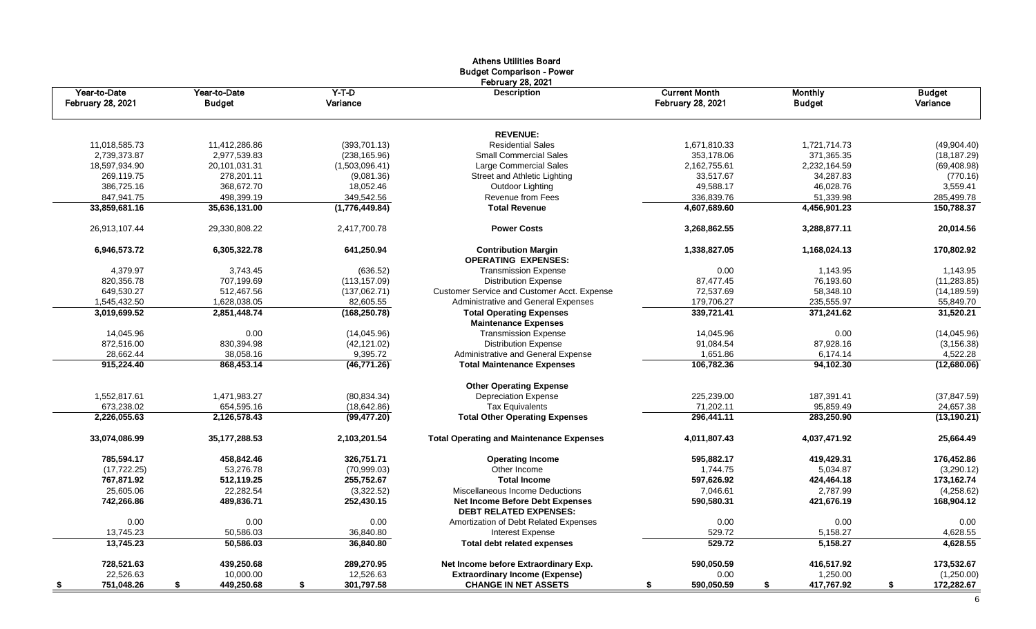# Athens Utilities Board
## Budget Comparison - Power
### February 28, 2021

| Year-to-Date February 28, 2021 | Year-to-Date Budget | Y-T-D Variance | Description | Current Month February 28, 2021 | Monthly Budget | Budget Variance |
|---|---|---|---|---|---|---|
| | | | **REVENUE:** | | | |
| 11,018,585.73 | 11,412,286.86 | (393,701.13) | Residential Sales | 1,671,810.33 | 1,721,714.73 | (49,904.40) |
| 2,739,373.87 | 2,977,539.83 | (238,165.96) | Small Commercial Sales | 353,178.06 | 371,365.35 | (18,187.29) |
| 18,597,934.90 | 20,101,031.31 | (1,503,096.41) | Large Commercial Sales | 2,162,755.61 | 2,232,164.59 | (69,408.98) |
| 269,119.75 | 278,201.11 | (9,081.36) | Street and Athletic Lighting | 33,517.67 | 34,287.83 | (770.16) |
| 386,725.16 | 368,672.70 | 18,052.46 | Outdoor Lighting | 49,588.17 | 46,028.76 | 3,559.41 |
| 847,941.75 | 498,399.19 | 349,542.56 | Revenue from Fees | 336,839.76 | 51,339.98 | 285,499.78 |
| **33,859,681.16** | **35,636,131.00** | **(1,776,449.84)** | **Total Revenue** | **4,607,689.60** | **4,456,901.23** | **150,788.37** |
| 26,913,107.44 | 29,330,808.22 | 2,417,700.78 | **Power Costs** | 3,268,862.55 | 3,288,877.11 | 20,014.56 |
| **6,946,573.72** | **6,305,322.78** | **641,250.94** | **Contribution Margin** | **1,338,827.05** | **1,168,024.13** | **170,802.92** |
| | | | **OPERATING EXPENSES:** | | | |
| 4,379.97 | 3,743.45 | (636.52) | Transmission Expense | 0.00 | 1,143.95 | 1,143.95 |
| 820,356.78 | 707,199.69 | (113,157.09) | Distribution Expense | 87,477.45 | 76,193.60 | (11,283.85) |
| 649,530.27 | 512,467.56 | (137,062.71) | Customer Service and Customer Acct. Expense | 72,537.69 | 58,348.10 | (14,189.59) |
| 1,545,432.50 | 1,628,038.05 | 82,605.55 | Administrative and General Expenses | 179,706.27 | 235,555.97 | 55,849.70 |
| **3,019,699.52** | **2,851,448.74** | **(168,250.78)** | **Total Operating Expenses** | **339,721.41** | **371,241.62** | **31,520.21** |
| | | | **Maintenance Expenses** | | | |
| 14,045.96 | 0.00 | (14,045.96) | Transmission Expense | 14,045.96 | 0.00 | (14,045.96) |
| 872,516.00 | 830,394.98 | (42,121.02) | Distribution Expense | 91,084.54 | 87,928.16 | (3,156.38) |
| 28,662.44 | 38,058.16 | 9,395.72 | Administrative and General Expense | 1,651.86 | 6,174.14 | 4,522.28 |
| **915,224.40** | **868,453.14** | **(46,771.26)** | **Total Maintenance Expenses** | **106,782.36** | **94,102.30** | **(12,680.06)** |
| | | | **Other Operating Expense** | | | |
| 1,552,817.61 | 1,471,983.27 | (80,834.34) | Depreciation Expense | 225,239.00 | 187,391.41 | (37,847.59) |
| 673,238.02 | 654,595.16 | (18,642.86) | Tax Equivalents | 71,202.11 | 95,859.49 | 24,657.38 |
| **2,226,055.63** | **2,126,578.43** | **(99,477.20)** | **Total Other Operating Expenses** | **296,441.11** | **283,250.90** | **(13,190.21)** |
| **33,074,086.99** | **35,177,288.53** | **2,103,201.54** | **Total Operating and Maintenance Expenses** | **4,011,807.43** | **4,037,471.92** | **25,664.49** |
| **785,594.17** | **458,842.46** | **326,751.71** | **Operating Income** | **595,882.17** | **419,429.31** | **176,452.86** |
| (17,722.25) | 53,276.78 | (70,999.03) | Other Income | 1,744.75 | 5,034.87 | (3,290.12) |
| **767,871.92** | **512,119.25** | **255,752.67** | **Total Income** | **597,626.92** | **424,464.18** | **173,162.74** |
| 25,605.06 | 22,282.54 | (3,322.52) | Miscellaneous Income Deductions | 7,046.61 | 2,787.99 | (4,258.62) |
| **742,266.86** | **489,836.71** | **252,430.15** | **Net Income Before Debt Expenses** | **590,580.31** | **421,676.19** | **168,904.12** |
| | | | **DEBT RELATED EXPENSES:** | | | |
| 0.00 | 0.00 | 0.00 | Amortization of Debt Related Expenses | 0.00 | 0.00 | 0.00 |
| 13,745.23 | 50,586.03 | 36,840.80 | Interest Expense | 529.72 | 5,158.27 | 4,628.55 |
| **13,745.23** | **50,586.03** | **36,840.80** | **Total debt related expenses** | **529.72** | **5,158.27** | **4,628.55** |
| **728,521.63** | **439,250.68** | **289,270.95** | **Net Income before Extraordinary Exp.** | **590,050.59** | **416,517.92** | **173,532.67** |
| 22,526.63 | 10,000.00 | 12,526.63 | **Extraordinary Income (Expense)** | 0.00 | 1,250.00 | (1,250.00) |
| **$ 751,048.26** | **$ 449,250.68** | **$ 301,797.58** | **CHANGE IN NET ASSETS** | **$ 590,050.59** | **$ 417,767.92** | **$ 172,282.67** |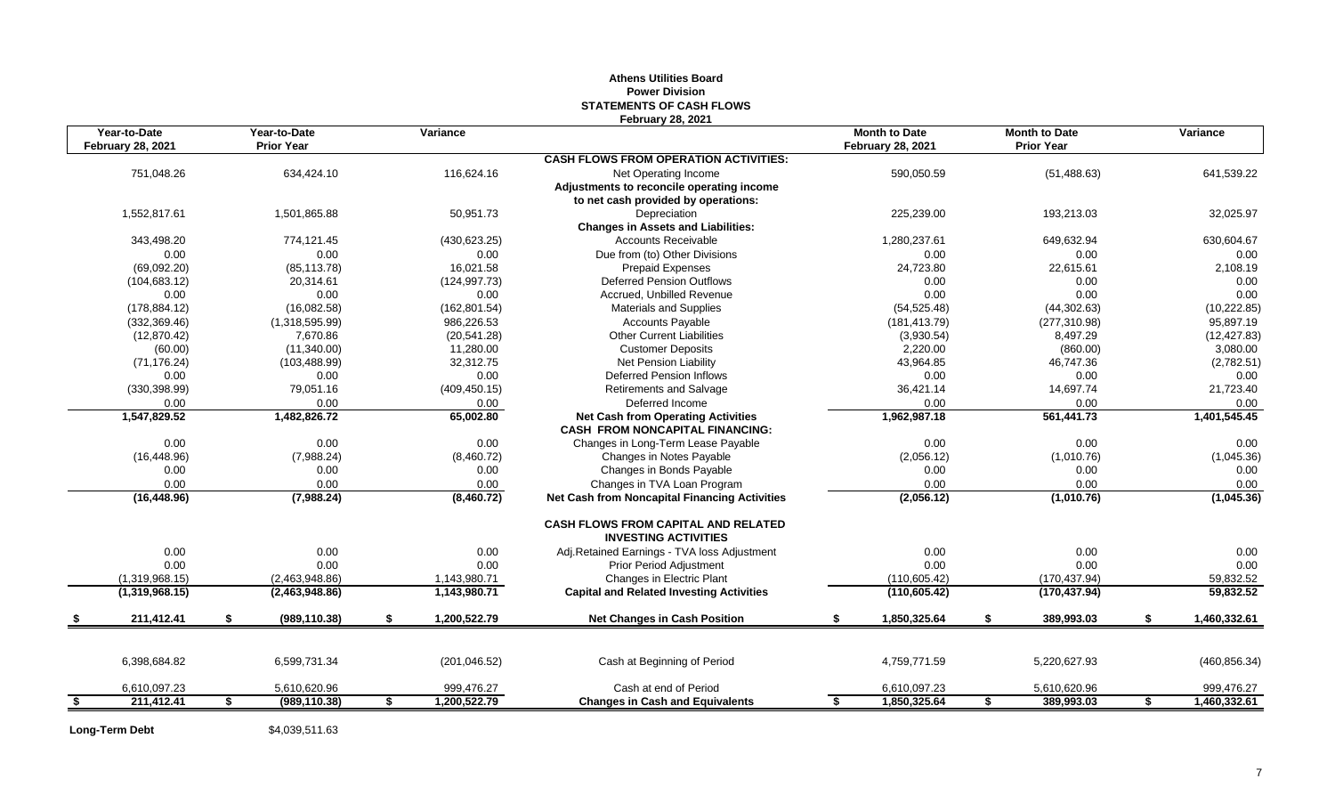**Athens Utilities Board**
**Power Division**
**STATEMENTS OF CASH FLOWS**
**February 28, 2021**

| Year-to-Date February 28, 2021 | Year-to-Date Prior Year | Variance | | Month to Date February 28, 2021 | Month to Date Prior Year | Variance |
|---|---|---|---|---|---|---|
| | | | **CASH FLOWS FROM OPERATION ACTIVITIES:** | | | |
| 751,048.26 | 634,424.10 | 116,624.16 | Net Operating Income | 590,050.59 | (51,488.63) | 641,539.22 |
| | | | **Adjustments to reconcile operating income** | | | |
| | | | **to net cash provided by operations:** | | | |
| 1,552,817.61 | 1,501,865.88 | 50,951.73 | Depreciation | 225,239.00 | 193,213.03 | 32,025.97 |
| | | | **Changes in Assets and Liabilities:** | | | |
| 343,498.20 | 774,121.45 | (430,623.25) | Accounts Receivable | 1,280,237.61 | 649,632.94 | 630,604.67 |
| 0.00 | 0.00 | 0.00 | Due from (to) Other Divisions | 0.00 | 0.00 | 0.00 |
| (69,092.20) | (85,113.78) | 16,021.58 | Prepaid Expenses | 24,723.80 | 22,615.61 | 2,108.19 |
| (104,683.12) | 20,314.61 | (124,997.73) | Deferred Pension Outflows | 0.00 | 0.00 | 0.00 |
| 0.00 | 0.00 | 0.00 | Accrued, Unbilled Revenue | 0.00 | 0.00 | 0.00 |
| (178,884.12) | (16,082.58) | (162,801.54) | Materials and Supplies | (54,525.48) | (44,302.63) | (10,222.85) |
| (332,369.46) | (1,318,595.99) | 986,226.53 | Accounts Payable | (181,413.79) | (277,310.98) | 95,897.19 |
| (12,870.42) | 7,670.86 | (20,541.28) | Other Current Liabilities | (3,930.54) | 8,497.29 | (12,427.83) |
| (60.00) | (11,340.00) | 11,280.00 | Customer Deposits | 2,220.00 | (860.00) | 3,080.00 |
| (71,176.24) | (103,488.99) | 32,312.75 | Net Pension Liability | 43,964.85 | 46,747.36 | (2,782.51) |
| 0.00 | 0.00 | 0.00 | Deferred Pension Inflows | 0.00 | 0.00 | 0.00 |
| (330,398.99) | 79,051.16 | (409,450.15) | Retirements and Salvage | 36,421.14 | 14,697.74 | 21,723.40 |
| 0.00 | 0.00 | 0.00 | Deferred Income | 0.00 | 0.00 | 0.00 |
| **1,547,829.52** | **1,482,826.72** | **65,002.80** | **Net Cash from Operating Activities** | **1,962,987.18** | **561,441.73** | **1,401,545.45** |
| | | | **CASH FROM NONCAPITAL FINANCING:** | | | |
| 0.00 | 0.00 | 0.00 | Changes in Long-Term Lease Payable | 0.00 | 0.00 | 0.00 |
| (16,448.96) | (7,988.24) | (8,460.72) | Changes in Notes Payable | (2,056.12) | (1,010.76) | (1,045.36) |
| 0.00 | 0.00 | 0.00 | Changes in Bonds Payable | 0.00 | 0.00 | 0.00 |
| 0.00 | 0.00 | 0.00 | Changes in TVA Loan Program | 0.00 | 0.00 | 0.00 |
| **(16,448.96)** | **(7,988.24)** | **(8,460.72)** | **Net Cash from Noncapital Financing Activities** | **(2,056.12)** | **(1,010.76)** | **(1,045.36)** |
| | | | **CASH FLOWS FROM CAPITAL AND RELATED INVESTING ACTIVITIES** | | | |
| 0.00 | 0.00 | 0.00 | Adj.Retained Earnings - TVA loss Adjustment | 0.00 | 0.00 | 0.00 |
| 0.00 | 0.00 | 0.00 | Prior Period Adjustment | 0.00 | 0.00 | 0.00 |
| (1,319,968.15) | (2,463,948.86) | 1,143,980.71 | Changes in Electric Plant | (110,605.42) | (170,437.94) | 59,832.52 |
| **(1,319,968.15)** | **(2,463,948.86)** | **1,143,980.71** | **Capital and Related Investing Activities** | **(110,605.42)** | **(170,437.94)** | **59,832.52** |
| **$ 211,412.41** | **$ (989,110.38)** | **$ 1,200,522.79** | **Net Changes in Cash Position** | **$ 1,850,325.64** | **$ 389,993.03** | **$ 1,460,332.61** |
| 6,398,684.82 | 6,599,731.34 | (201,046.52) | Cash at Beginning of Period | 4,759,771.59 | 5,220,627.93 | (460,856.34) |
| 6,610,097.23 | 5,610,620.96 | 999,476.27 | Cash at end of Period | 6,610,097.23 | 5,610,620.96 | 999,476.27 |
| **$ 211,412.41** | **$ (989,110.38)** | **$ 1,200,522.79** | **Changes in Cash and Equivalents** | **$ 1,850,325.64** | **$ 389,993.03** | **$ 1,460,332.61** |

**Long-Term Debt** $4,039,511.63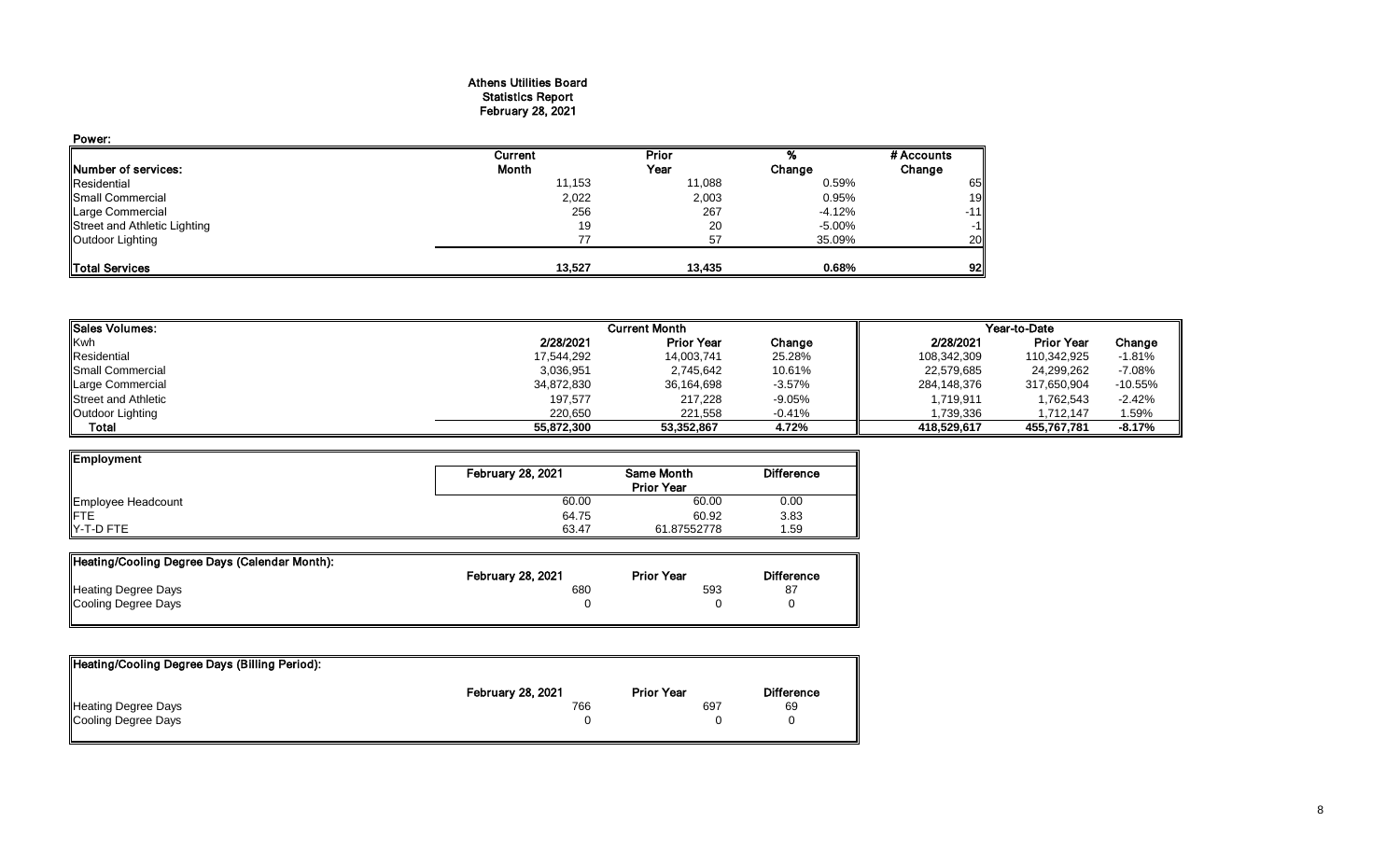# Athens Utilities Board
## Statistics Report
### February 28, 2021

**Power:**

| Number of services: | Current Month | Prior Year | % Change | # Accounts Change |
|---|---|---|---|---|
| Residential | 11,153 | 11,088 | 0.59% | 65 |
| Small Commercial | 2,022 | 2,003 | 0.95% | 19 |
| Large Commercial | 256 | 267 | -4.12% | -11 |
| Street and Athletic Lighting | 19 | 20 | -5.00% | -1 |
| Outdoor Lighting | 77 | 57 | 35.09% | 20 |
| **Total Services** | **13,527** | **13,435** | **0.68%** | **92** |

| Sales Volumes: | Current Month | | | Year-to-Date | | |
|---|---|---|---|---|---|---|
| Kwh | 2/28/2021 | Prior Year | Change | 2/28/2021 | Prior Year | Change |
| Residential | 17,544,292 | 14,003,741 | 25.28% | 108,342,309 | 110,342,925 | -1.81% |
| Small Commercial | 3,036,951 | 2,745,642 | 10.61% | 22,579,685 | 24,299,262 | -7.08% |
| Large Commercial | 34,872,830 | 36,164,698 | -3.57% | 284,148,376 | 317,650,904 | -10.55% |
| Street and Athletic | 197,577 | 217,228 | -9.05% | 1,719,911 | 1,762,543 | -2.42% |
| Outdoor Lighting | 220,650 | 221,558 | -0.41% | 1,739,336 | 1,712,147 | 1.59% |
| **Total** | **55,872,300** | **53,352,867** | **4.72%** | **418,529,617** | **455,767,781** | **-8.17%** |

| Employment | February 28, 2021 | Same Month Prior Year | Difference |
|---|---|---|---|
| Employee Headcount | 60.00 | 60.00 | 0.00 |
| FTE | 64.75 | 60.92 | 3.83 |
| Y-T-D FTE | 63.47 | 61.87552778 | 1.59 |

| Heating/Cooling Degree Days (Calendar Month): | February 28, 2021 | Prior Year | Difference |
|---|---|---|---|
| Heating Degree Days | 680 | 593 | 87 |
| Cooling Degree Days | 0 | 0 | 0 |

| Heating/Cooling Degree Days (Billing Period): | February 28, 2021 | Prior Year | Difference |
|---|---|---|---|
| Heating Degree Days | 766 | 697 | 69 |
| Cooling Degree Days | 0 | 0 | 0 |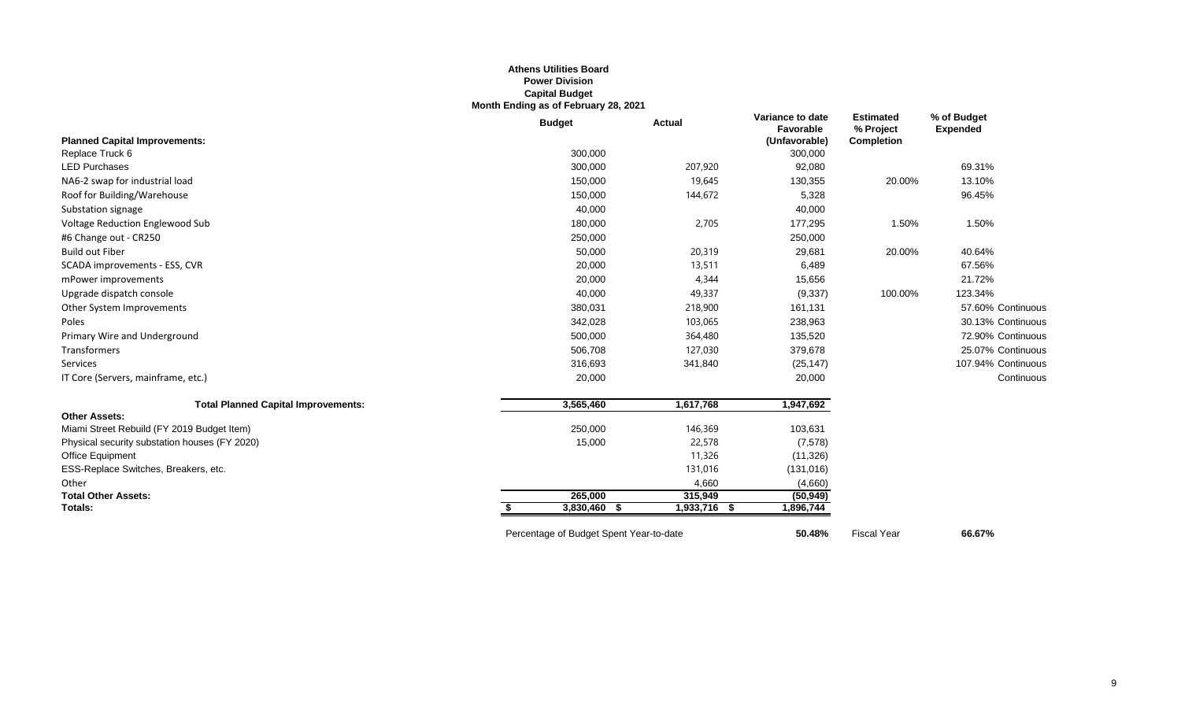**Athens Utilities Board**
**Power Division**
**Capital Budget**
**Month Ending as of February 28, 2021**

| Planned Capital Improvements: | Budget | Actual | Variance to date Favorable (Unfavorable) | Estimated % Project Completion | % of Budget Expended | |
|---|---|---|---|---|---|---|
| Replace Truck 6 | 300,000 | | 300,000 | | | |
| LED Purchases | 300,000 | 207,920 | 92,080 | | 69.31% | |
| NA6-2 swap for industrial load | 150,000 | 19,645 | 130,355 | 20.00% | 13.10% | |
| Roof for Building/Warehouse | 150,000 | 144,672 | 5,328 | | 96.45% | |
| Substation signage | 40,000 | | 40,000 | | | |
| Voltage Reduction Englewood Sub | 180,000 | 2,705 | 177,295 | 1.50% | 1.50% | |
| #6 Change out - CR250 | 250,000 | | 250,000 | | | |
| Build out Fiber | 50,000 | 20,319 | 29,681 | 20.00% | 40.64% | |
| SCADA improvements - ESS, CVR | 20,000 | 13,511 | 6,489 | | 67.56% | |
| mPower improvements | 20,000 | 4,344 | 15,656 | | 21.72% | |
| Upgrade dispatch console | 40,000 | 49,337 | (9,337) | 100.00% | 123.34% | |
| Other System Improvements | 380,031 | 218,900 | 161,131 | | 57.60% | Continuous |
| Poles | 342,028 | 103,065 | 238,963 | | 30.13% | Continuous |
| Primary Wire and Underground | 500,000 | 364,480 | 135,520 | | 72.90% | Continuous |
| Transformers | 506,708 | 127,030 | 379,678 | | 25.07% | Continuous |
| Services | 316,693 | 341,840 | (25,147) | | 107.94% | Continuous |
| IT Core (Servers, mainframe, etc.) | 20,000 | | 20,000 | | | Continuous |
| **Total Planned Capital Improvements:** | **3,565,460** | **1,617,768** | **1,947,692** | | | |
| **Other Assets:** | | | | | | |
| Miami Street Rebuild (FY 2019 Budget Item) | 250,000 | 146,369 | 103,631 | | | |
| Physical security substation houses (FY 2020) | 15,000 | 22,578 | (7,578) | | | |
| Office Equipment | | 11,326 | (11,326) | | | |
| ESS-Replace Switches, Breakers, etc. | | 131,016 | (131,016) | | | |
| Other | | 4,660 | (4,660) | | | |
| **Total Other Assets:** | **265,000** | **315,949** | **(50,949)** | | | |
| **Totals:** | **$ 3,830,460** | **$ 1,933,716** | **$ 1,896,744** | | | |
| | Percentage of Budget Spent Year-to-date | | **50.48%** | Fiscal Year | **66.67%** | |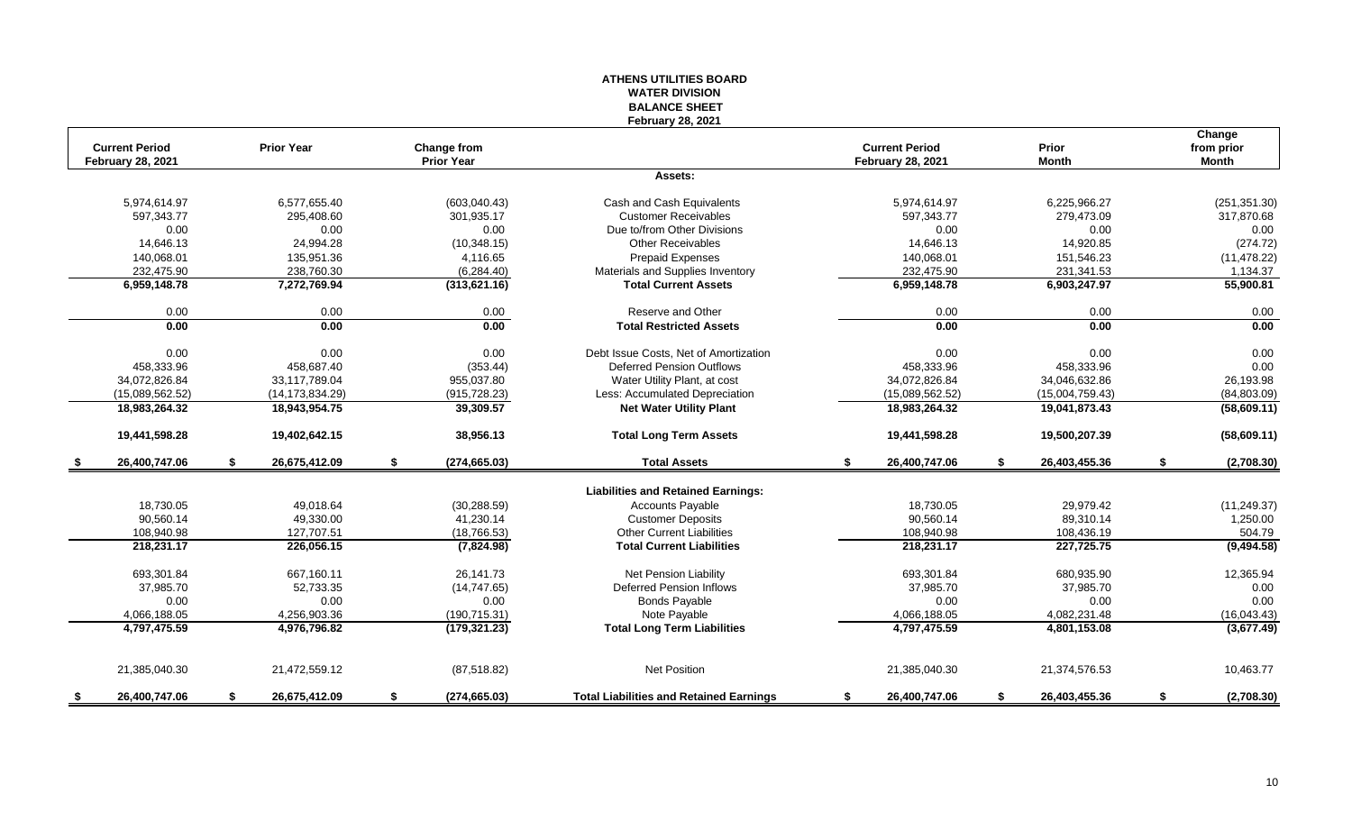# ATHENS UTILITIES BOARD
## WATER DIVISION
## BALANCE SHEET
### February 28, 2021

| Current Period February 28, 2021 | Prior Year | Change from Prior Year | | Current Period February 28, 2021 | Prior Month | Change from prior Month |
|---|---|---|---|---|---|---|
| | | | **Assets:** | | | |
| 5,974,614.97 | 6,577,655.40 | (603,040.43) | Cash and Cash Equivalents | 5,974,614.97 | 6,225,966.27 | (251,351.30) |
| 597,343.77 | 295,408.60 | 301,935.17 | Customer Receivables | 597,343.77 | 279,473.09 | 317,870.68 |
| 0.00 | 0.00 | 0.00 | Due to/from Other Divisions | 0.00 | 0.00 | 0.00 |
| 14,646.13 | 24,994.28 | (10,348.15) | Other Receivables | 14,646.13 | 14,920.85 | (274.72) |
| 140,068.01 | 135,951.36 | 4,116.65 | Prepaid Expenses | 140,068.01 | 151,546.23 | (11,478.22) |
| 232,475.90 | 238,760.30 | (6,284.40) | Materials and Supplies Inventory | 232,475.90 | 231,341.53 | 1,134.37 |
| **6,959,148.78** | **7,272,769.94** | **(313,621.16)** | **Total Current Assets** | **6,959,148.78** | **6,903,247.97** | **55,900.81** |
| 0.00 | 0.00 | 0.00 | Reserve and Other | 0.00 | 0.00 | 0.00 |
| **0.00** | **0.00** | **0.00** | **Total Restricted Assets** | **0.00** | **0.00** | **0.00** |
| 0.00 | 0.00 | 0.00 | Debt Issue Costs, Net of Amortization | 0.00 | 0.00 | 0.00 |
| 458,333.96 | 458,687.40 | (353.44) | Deferred Pension Outflows | 458,333.96 | 458,333.96 | 0.00 |
| 34,072,826.84 | 33,117,789.04 | 955,037.80 | Water Utility Plant, at cost | 34,072,826.84 | 34,046,632.86 | 26,193.98 |
| (15,089,562.52) | (14,173,834.29) | (915,728.23) | Less: Accumulated Depreciation | (15,089,562.52) | (15,004,759.43) | (84,803.09) |
| **18,983,264.32** | **18,943,954.75** | **39,309.57** | **Net Water Utility Plant** | **18,983,264.32** | **19,041,873.43** | **(58,609.11)** |
| **19,441,598.28** | **19,402,642.15** | **38,956.13** | **Total Long Term Assets** | **19,441,598.28** | **19,500,207.39** | **(58,609.11)** |
| **$ 26,400,747.06** | **$ 26,675,412.09** | **$ (274,665.03)** | **Total Assets** | **$ 26,400,747.06** | **$ 26,403,455.36** | **$ (2,708.30)** |
| | | | **Liabilities and Retained Earnings:** | | | |
| 18,730.05 | 49,018.64 | (30,288.59) | Accounts Payable | 18,730.05 | 29,979.42 | (11,249.37) |
| 90,560.14 | 49,330.00 | 41,230.14 | Customer Deposits | 90,560.14 | 89,310.14 | 1,250.00 |
| 108,940.98 | 127,707.51 | (18,766.53) | Other Current Liabilities | 108,940.98 | 108,436.19 | 504.79 |
| **218,231.17** | **226,056.15** | **(7,824.98)** | **Total Current Liabilities** | **218,231.17** | **227,725.75** | **(9,494.58)** |
| 693,301.84 | 667,160.11 | 26,141.73 | Net Pension Liability | 693,301.84 | 680,935.90 | 12,365.94 |
| 37,985.70 | 52,733.35 | (14,747.65) | Deferred Pension Inflows | 37,985.70 | 37,985.70 | 0.00 |
| 0.00 | 0.00 | 0.00 | Bonds Payable | 0.00 | 0.00 | 0.00 |
| 4,066,188.05 | 4,256,903.36 | (190,715.31) | Note Payable | 4,066,188.05 | 4,082,231.48 | (16,043.43) |
| **4,797,475.59** | **4,976,796.82** | **(179,321.23)** | **Total Long Term Liabilities** | **4,797,475.59** | **4,801,153.08** | **(3,677.49)** |
| 21,385,040.30 | 21,472,559.12 | (87,518.82) | Net Position | 21,385,040.30 | 21,374,576.53 | 10,463.77 |
| **$ 26,400,747.06** | **$ 26,675,412.09** | **$ (274,665.03)** | **Total Liabilities and Retained Earnings** | **$ 26,400,747.06** | **$ 26,403,455.36** | **$ (2,708.30)** |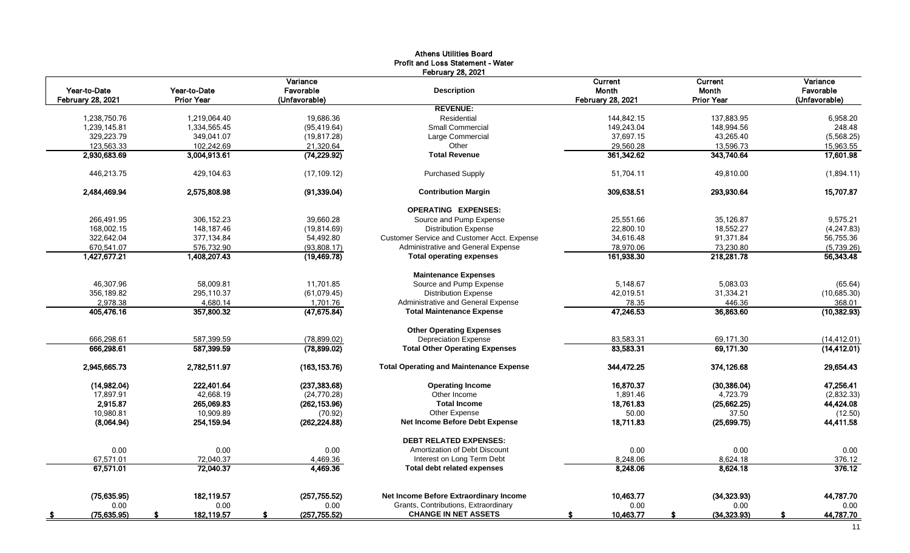# Athens Utilities Board
## Profit and Loss Statement - Water
### February 28, 2021

| Year-to-Date February 28, 2021 | Year-to-Date Prior Year | Variance Favorable (Unfavorable) | Description | Current Month February 28, 2021 | Current Month Prior Year | Variance Favorable (Unfavorable) |
|---|---|---|---|---|---|---|
| | | | **REVENUE:** | | | |
| 1,238,750.76 | 1,219,064.40 | 19,686.36 | Residential | 144,842.15 | 137,883.95 | 6,958.20 |
| 1,239,145.81 | 1,334,565.45 | (95,419.64) | Small Commercial | 149,243.04 | 148,994.56 | 248.48 |
| 329,223.79 | 349,041.07 | (19,817.28) | Large Commercial | 37,697.15 | 43,265.40 | (5,568.25) |
| 123,563.33 | 102,242.69 | 21,320.64 | Other | 29,560.28 | 13,596.73 | 15,963.55 |
| **2,930,683.69** | **3,004,913.61** | **(74,229.92)** | **Total Revenue** | **361,342.62** | **343,740.64** | **17,601.98** |
| 446,213.75 | 429,104.63 | (17,109.12) | Purchased Supply | 51,704.11 | 49,810.00 | (1,894.11) |
| **2,484,469.94** | **2,575,808.98** | **(91,339.04)** | **Contribution Margin** | **309,638.51** | **293,930.64** | **15,707.87** |
| | | | **OPERATING EXPENSES:** | | | |
| 266,491.95 | 306,152.23 | 39,660.28 | Source and Pump Expense | 25,551.66 | 35,126.87 | 9,575.21 |
| 168,002.15 | 148,187.46 | (19,814.69) | Distribution Expense | 22,800.10 | 18,552.27 | (4,247.83) |
| 322,642.04 | 377,134.84 | 54,492.80 | Customer Service and Customer Acct. Expense | 34,616.48 | 91,371.84 | 56,755.36 |
| 670,541.07 | 576,732.90 | (93,808.17) | Administrative and General Expense | 78,970.06 | 73,230.80 | (5,739.26) |
| **1,427,677.21** | **1,408,207.43** | **(19,469.78)** | **Total operating expenses** | **161,938.30** | **218,281.78** | **56,343.48** |
| | | | **Maintenance Expenses** | | | |
| 46,307.96 | 58,009.81 | 11,701.85 | Source and Pump Expense | 5,148.67 | 5,083.03 | (65.64) |
| 356,189.82 | 295,110.37 | (61,079.45) | Distribution Expense | 42,019.51 | 31,334.21 | (10,685.30) |
| 2,978.38 | 4,680.14 | 1,701.76 | Administrative and General Expense | 78.35 | 446.36 | 368.01 |
| **405,476.16** | **357,800.32** | **(47,675.84)** | **Total Maintenance Expense** | **47,246.53** | **36,863.60** | **(10,382.93)** |
| | | | **Other Operating Expenses** | | | |
| 666,298.61 | 587,399.59 | (78,899.02) | Depreciation Expense | 83,583.31 | 69,171.30 | (14,412.01) |
| **666,298.61** | **587,399.59** | **(78,899.02)** | **Total Other Operating Expenses** | **83,583.31** | **69,171.30** | **(14,412.01)** |
| **2,945,665.73** | **2,782,511.97** | **(163,153.76)** | **Total Operating and Maintenance Expense** | **344,472.25** | **374,126.68** | **29,654.43** |
| **(14,982.04)** | **222,401.64** | **(237,383.68)** | **Operating Income** | **16,870.37** | **(30,386.04)** | **47,256.41** |
| 17,897.91 | 42,668.19 | (24,770.28) | Other Income | 1,891.46 | 4,723.79 | (2,832.33) |
| **2,915.87** | **265,069.83** | **(262,153.96)** | **Total Income** | **18,761.83** | **(25,662.25)** | **44,424.08** |
| 10,980.81 | 10,909.89 | (70.92) | Other Expense | 50.00 | 37.50 | (12.50) |
| **(8,064.94)** | **254,159.94** | **(262,224.88)** | **Net Income Before Debt Expense** | **18,711.83** | **(25,699.75)** | **44,411.58** |
| | | | **DEBT RELATED EXPENSES:** | | | |
| 0.00 | 0.00 | 0.00 | Amortization of Debt Discount | 0.00 | 0.00 | 0.00 |
| 67,571.01 | 72,040.37 | 4,469.36 | Interest on Long Term Debt | 8,248.06 | 8,624.18 | 376.12 |
| **67,571.01** | **72,040.37** | **4,469.36** | **Total debt related expenses** | **8,248.06** | **8,624.18** | **376.12** |
| **(75,635.95)** | **182,119.57** | **(257,755.52)** | **Net Income Before Extraordinary Income** | **10,463.77** | **(34,323.93)** | **44,787.70** |
| 0.00 | 0.00 | 0.00 | Grants, Contributions, Extraordinary | 0.00 | 0.00 | 0.00 |
| **$ (75,635.95)** | **$ 182,119.57** | **$ (257,755.52)** | **CHANGE IN NET ASSETS** | **$ 10,463.77** | **$ (34,323.93)** | **$ 44,787.70** |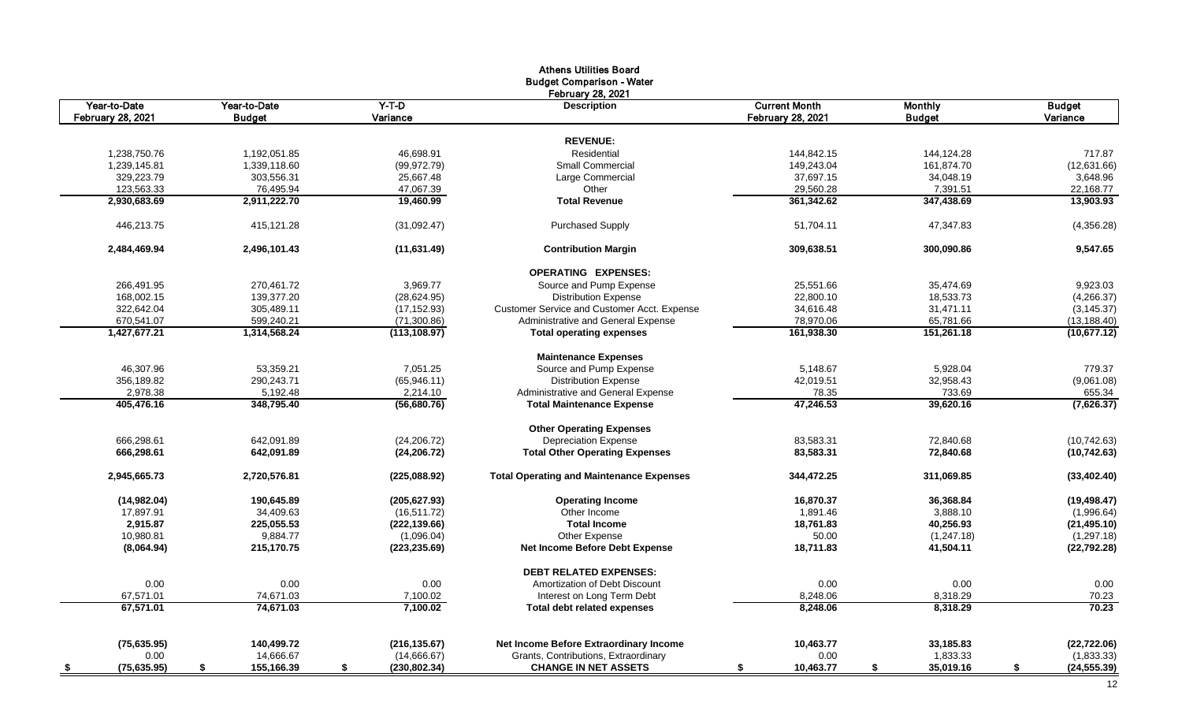# Athens Utilities Board
## Budget Comparison - Water
### February 28, 2021

| Year-to-Date February 28, 2021 | Year-to-Date Budget | Y-T-D Variance | Description | Current Month February 28, 2021 | Monthly Budget | Budget Variance |
|---|---|---|---|---|---|---|
| | | | **REVENUE:** | | | |
| 1,238,750.76 | 1,192,051.85 | 46,698.91 | Residential | 144,842.15 | 144,124.28 | 717.87 |
| 1,239,145.81 | 1,339,118.60 | (99,972.79) | Small Commercial | 149,243.04 | 161,874.70 | (12,631.66) |
| 329,223.79 | 303,556.31 | 25,667.48 | Large Commercial | 37,697.15 | 34,048.19 | 3,648.96 |
| 123,563.33 | 76,495.94 | 47,067.39 | Other | 29,560.28 | 7,391.51 | 22,168.77 |
| **2,930,683.69** | **2,911,222.70** | **19,460.99** | **Total Revenue** | **361,342.62** | **347,438.69** | **13,903.93** |
| 446,213.75 | 415,121.28 | (31,092.47) | Purchased Supply | 51,704.11 | 47,347.83 | (4,356.28) |
| **2,484,469.94** | **2,496,101.43** | **(11,631.49)** | **Contribution Margin** | **309,638.51** | **300,090.86** | **9,547.65** |
| | | | **OPERATING EXPENSES:** | | | |
| 266,491.95 | 270,461.72 | 3,969.77 | Source and Pump Expense | 25,551.66 | 35,474.69 | 9,923.03 |
| 168,002.15 | 139,377.20 | (28,624.95) | Distribution Expense | 22,800.10 | 18,533.73 | (4,266.37) |
| 322,642.04 | 305,489.11 | (17,152.93) | Customer Service and Customer Acct. Expense | 34,616.48 | 31,471.11 | (3,145.37) |
| 670,541.07 | 599,240.21 | (71,300.86) | Administrative and General Expense | 78,970.06 | 65,781.66 | (13,188.40) |
| **1,427,677.21** | **1,314,568.24** | **(113,108.97)** | **Total operating expenses** | **161,938.30** | **151,261.18** | **(10,677.12)** |
| | | | **Maintenance Expenses** | | | |
| 46,307.96 | 53,359.21 | 7,051.25 | Source and Pump Expense | 5,148.67 | 5,928.04 | 779.37 |
| 356,189.82 | 290,243.71 | (65,946.11) | Distribution Expense | 42,019.51 | 32,958.43 | (9,061.08) |
| 2,978.38 | 5,192.48 | 2,214.10 | Administrative and General Expense | 78.35 | 733.69 | 655.34 |
| **405,476.16** | **348,795.40** | **(56,680.76)** | **Total Maintenance Expense** | **47,246.53** | **39,620.16** | **(7,626.37)** |
| | | | **Other Operating Expenses** | | | |
| 666,298.61 | 642,091.89 | (24,206.72) | Depreciation Expense | 83,583.31 | 72,840.68 | (10,742.63) |
| **666,298.61** | **642,091.89** | **(24,206.72)** | **Total Other Operating Expenses** | **83,583.31** | **72,840.68** | **(10,742.63)** |
| **2,945,665.73** | **2,720,576.81** | **(225,088.92)** | **Total Operating and Maintenance Expenses** | **344,472.25** | **311,069.85** | **(33,402.40)** |
| **(14,982.04)** | **190,645.89** | **(205,627.93)** | **Operating Income** | **16,870.37** | **36,368.84** | **(19,498.47)** |
| 17,897.91 | 34,409.63 | (16,511.72) | Other Income | 1,891.46 | 3,888.10 | (1,996.64) |
| **2,915.87** | **225,055.53** | **(222,139.66)** | **Total Income** | **18,761.83** | **40,256.93** | **(21,495.10)** |
| 10,980.81 | 9,884.77 | (1,096.04) | Other Expense | 50.00 | (1,247.18) | (1,297.18) |
| **(8,064.94)** | **215,170.75** | **(223,235.69)** | **Net Income Before Debt Expense** | **18,711.83** | **41,504.11** | **(22,792.28)** |
| | | | **DEBT RELATED EXPENSES:** | | | |
| 0.00 | 0.00 | 0.00 | Amortization of Debt Discount | 0.00 | 0.00 | 0.00 |
| 67,571.01 | 74,671.03 | 7,100.02 | Interest on Long Term Debt | 8,248.06 | 8,318.29 | 70.23 |
| **67,571.01** | **74,671.03** | **7,100.02** | **Total debt related expenses** | **8,248.06** | **8,318.29** | **70.23** |
| **(75,635.95)** | **140,499.72** | **(216,135.67)** | **Net Income Before Extraordinary Income** | **10,463.77** | **33,185.83** | **(22,722.06)** |
| 0.00 | 14,666.67 | (14,666.67) | Grants, Contributions, Extraordinary | 0.00 | 1,833.33 | (1,833.33) |
| **$ (75,635.95)** | **$ 155,166.39** | **$ (230,802.34)** | **CHANGE IN NET ASSETS** | **$ 10,463.77** | **$ 35,019.16** | **$ (24,555.39)** |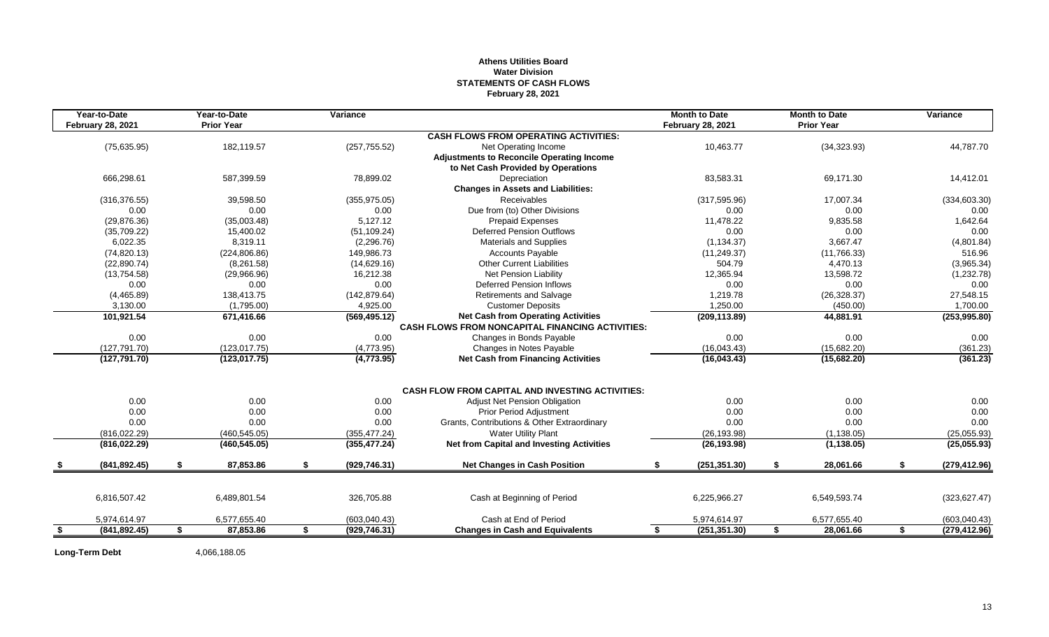**Athens Utilities Board**
**Water Division**
**STATEMENTS OF CASH FLOWS**
**February 28, 2021**

| Year-to-Date February 28, 2021 | Year-to-Date Prior Year | Variance | | Month to Date February 28, 2021 | Month to Date Prior Year | Variance |
|---|---|---|---|---|---|---|
| | | | **CASH FLOWS FROM OPERATING ACTIVITIES:** | | | |
| (75,635.95) | 182,119.57 | (257,755.52) | Net Operating Income | 10,463.77 | (34,323.93) | 44,787.70 |
| | | | **Adjustments to Reconcile Operating Income to Net Cash Provided by Operations** | | | |
| 666,298.61 | 587,399.59 | 78,899.02 | Depreciation | 83,583.31 | 69,171.30 | 14,412.01 |
| | | | **Changes in Assets and Liabilities:** | | | |
| (316,376.55) | 39,598.50 | (355,975.05) | Receivables | (317,595.96) | 17,007.34 | (334,603.30) |
| 0.00 | 0.00 | 0.00 | Due from (to) Other Divisions | 0.00 | 0.00 | 0.00 |
| (29,876.36) | (35,003.48) | 5,127.12 | Prepaid Expenses | 11,478.22 | 9,835.58 | 1,642.64 |
| (35,709.22) | 15,400.02 | (51,109.24) | Deferred Pension Outflows | 0.00 | 0.00 | 0.00 |
| 6,022.35 | 8,319.11 | (2,296.76) | Materials and Supplies | (1,134.37) | 3,667.47 | (4,801.84) |
| (74,820.13) | (224,806.86) | 149,986.73 | Accounts Payable | (11,249.37) | (11,766.33) | 516.96 |
| (22,890.74) | (8,261.58) | (14,629.16) | Other Current Liabilities | 504.79 | 4,470.13 | (3,965.34) |
| (13,754.58) | (29,966.96) | 16,212.38 | Net Pension Liability | 12,365.94 | 13,598.72 | (1,232.78) |
| 0.00 | 0.00 | 0.00 | Deferred Pension Inflows | 0.00 | 0.00 | 0.00 |
| (4,465.89) | 138,413.75 | (142,879.64) | Retirements and Salvage | 1,219.78 | (26,328.37) | 27,548.15 |
| 3,130.00 | (1,795.00) | 4,925.00 | Customer Deposits | 1,250.00 | (450.00) | 1,700.00 |
| **101,921.54** | **671,416.66** | **(569,495.12)** | **Net Cash from Operating Activities** | **(209,113.89)** | **44,881.91** | **(253,995.80)** |
| | | | **CASH FLOWS FROM NONCAPITAL FINANCING ACTIVITIES:** | | | |
| 0.00 | 0.00 | 0.00 | Changes in Bonds Payable | 0.00 | 0.00 | 0.00 |
| (127,791.70) | (123,017.75) | (4,773.95) | Changes in Notes Payable | (16,043.43) | (15,682.20) | (361.23) |
| **(127,791.70)** | **(123,017.75)** | **(4,773.95)** | **Net Cash from Financing Activities** | **(16,043.43)** | **(15,682.20)** | **(361.23)** |
| | | | **CASH FLOW FROM CAPITAL AND INVESTING ACTIVITIES:** | | | |
| 0.00 | 0.00 | 0.00 | Adjust Net Pension Obligation | 0.00 | 0.00 | 0.00 |
| 0.00 | 0.00 | 0.00 | Prior Period Adjustment | 0.00 | 0.00 | 0.00 |
| 0.00 | 0.00 | 0.00 | Grants, Contributions & Other Extraordinary | 0.00 | 0.00 | 0.00 |
| (816,022.29) | (460,545.05) | (355,477.24) | Water Utility Plant | (26,193.98) | (1,138.05) | (25,055.93) |
| **(816,022.29)** | **(460,545.05)** | **(355,477.24)** | **Net from Capital and Investing Activities** | **(26,193.98)** | **(1,138.05)** | **(25,055.93)** |
| **$ (841,892.45)** | **$ 87,853.86** | **$ (929,746.31)** | **Net Changes in Cash Position** | **$ (251,351.30)** | **$ 28,061.66** | **$ (279,412.96)** |
| 6,816,507.42 | 6,489,801.54 | 326,705.88 | Cash at Beginning of Period | 6,225,966.27 | 6,549,593.74 | (323,627.47) |
| 5,974,614.97 | 6,577,655.40 | (603,040.43) | Cash at End of Period | 5,974,614.97 | 6,577,655.40 | (603,040.43) |
| **$ (841,892.45)** | **$ 87,853.86** | **$ (929,746.31)** | **Changes in Cash and Equivalents** | **$ (251,351.30)** | **$ 28,061.66** | **$ (279,412.96)** |

**Long-Term Debt** 4,066,188.05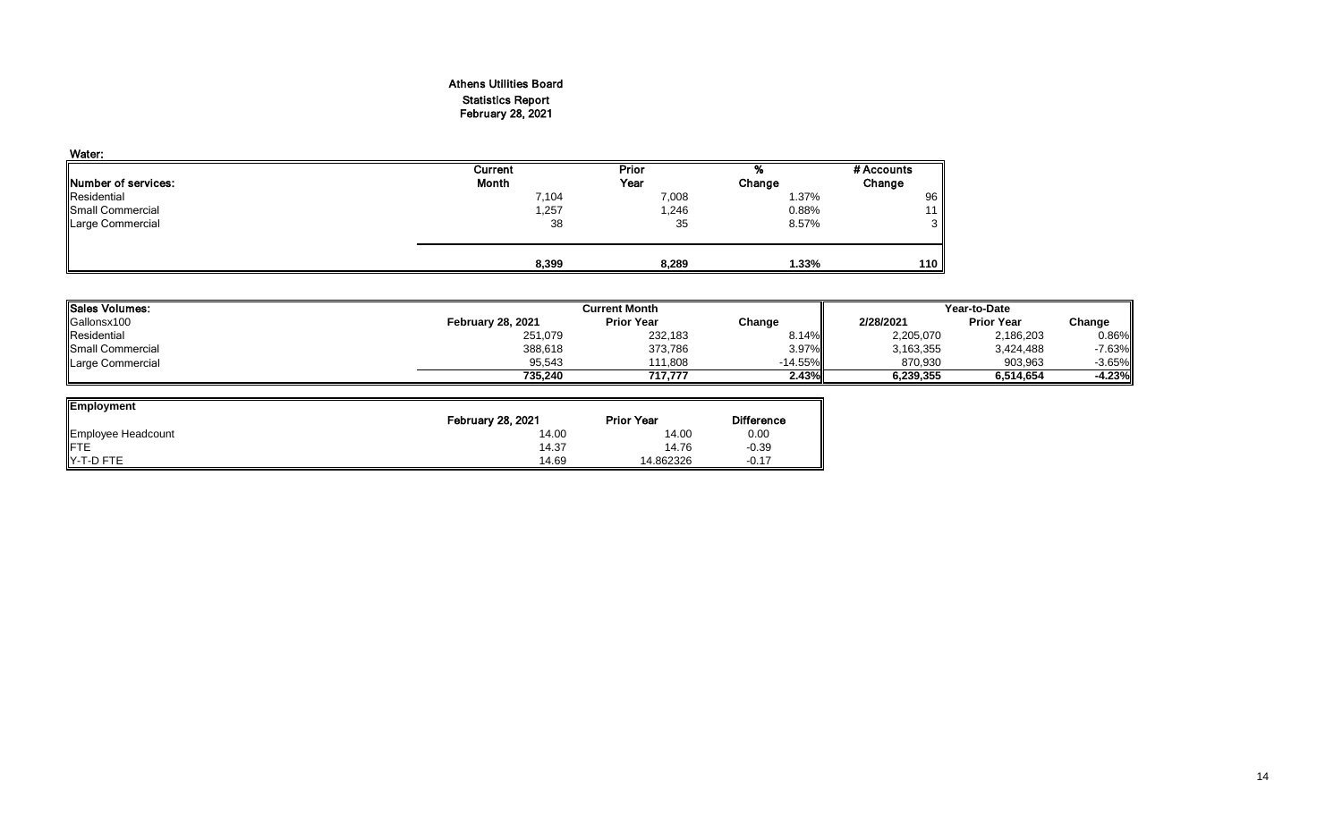# Athens Utilities Board
## Statistics Report
## February 28, 2021

**Water:**

| Number of services: | Current Month | Prior Year | % Change | # Accounts Change |
|---|---|---|---|---|
| Residential | 7,104 | 7,008 | 1.37% | 96 |
| Small Commercial | 1,257 | 1,246 | 0.88% | 11 |
| Large Commercial | 38 | 35 | 8.57% | 3 |
| | **8,399** | **8,289** | **1.33%** | **110** |

| Sales Volumes: | Current Month | | | Year-to-Date | | |
|---|---|---|---|---|---|---|
| Gallonsx100 | February 28, 2021 | Prior Year | Change | 2/28/2021 | Prior Year | Change |
| Residential | 251,079 | 232,183 | 8.14% | 2,205,070 | 2,186,203 | 0.86% |
| Small Commercial | 388,618 | 373,786 | 3.97% | 3,163,355 | 3,424,488 | -7.63% |
| Large Commercial | 95,543 | 111,808 | -14.55% | 870,930 | 903,963 | -3.65% |
| | **735,240** | **717,777** | **2.43%** | **6,239,355** | **6,514,654** | **-4.23%** |

| Employment | February 28, 2021 | Prior Year | Difference |
|---|---|---|---|
| Employee Headcount | 14.00 | 14.00 | 0.00 |
| FTE | 14.37 | 14.76 | -0.39 |
| Y-T-D FTE | 14.69 | 14.862326 | -0.17 |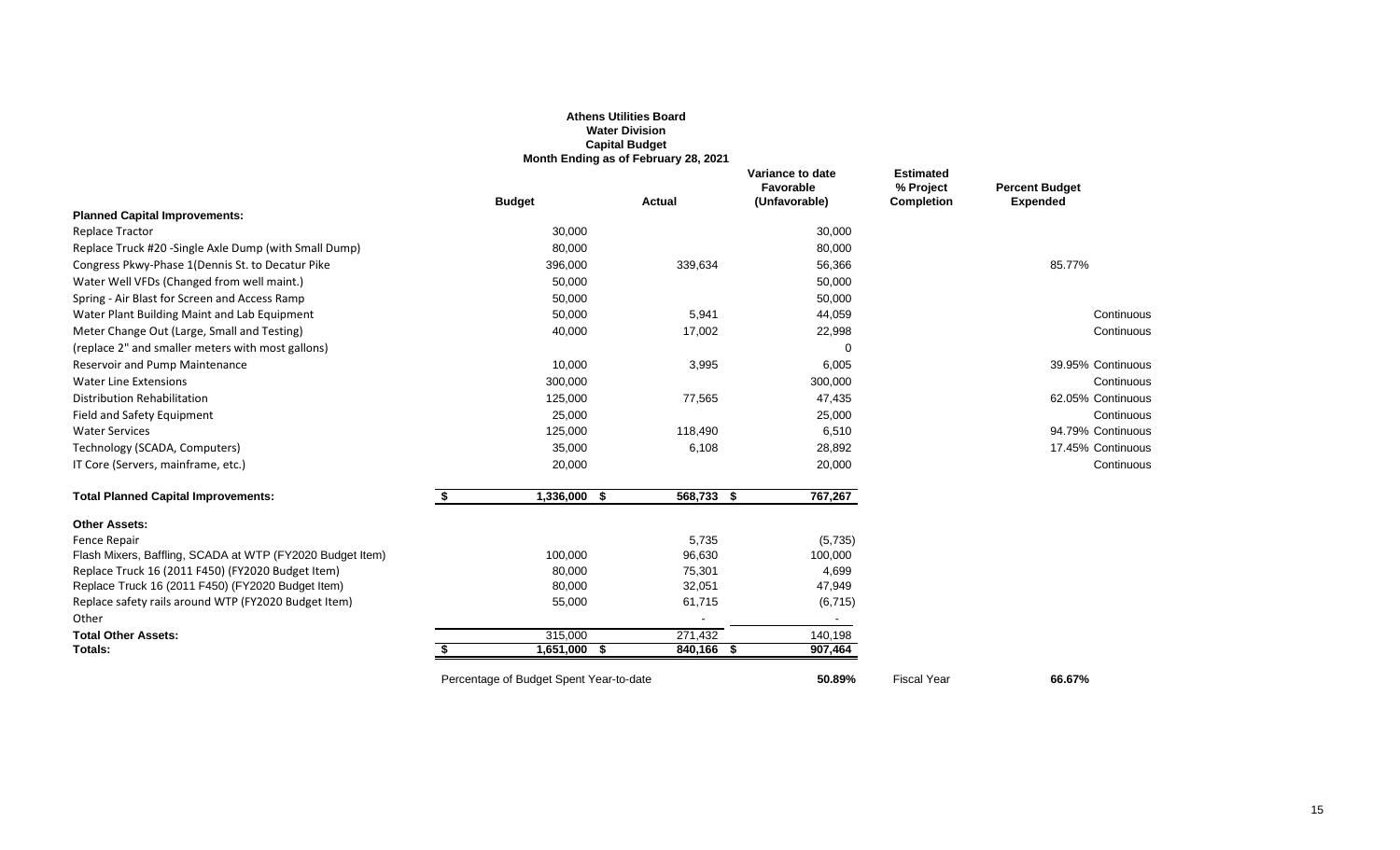**Athens Utilities Board**
**Water Division**
**Capital Budget**
**Month Ending as of February 28, 2021**

| | Budget | Actual | Variance to date Favorable (Unfavorable) | Estimated % Project Completion | Percent Budget Expended | |
|---|---|---|---|---|---|---|
| **Planned Capital Improvements:** | | | | | | |
| Replace Tractor | 30,000 | | 30,000 | | | |
| Replace Truck #20 -Single Axle Dump (with Small Dump) | 80,000 | | 80,000 | | | |
| Congress Pkwy-Phase 1(Dennis St. to Decatur Pike | 396,000 | 339,634 | 56,366 | | 85.77% | |
| Water Well VFDs (Changed from well maint.) | 50,000 | | 50,000 | | | |
| Spring - Air Blast for Screen and Access Ramp | 50,000 | | 50,000 | | | |
| Water Plant Building Maint and Lab Equipment | 50,000 | 5,941 | 44,059 | | | Continuous |
| Meter Change Out (Large, Small and Testing) | 40,000 | 17,002 | 22,998 | | | Continuous |
| (replace 2" and smaller meters with most gallons) | | | 0 | | | |
| Reservoir and Pump Maintenance | 10,000 | 3,995 | 6,005 | | 39.95% | Continuous |
| Water Line Extensions | 300,000 | | 300,000 | | | Continuous |
| Distribution Rehabilitation | 125,000 | 77,565 | 47,435 | | 62.05% | Continuous |
| Field and Safety Equipment | 25,000 | | 25,000 | | | Continuous |
| Water Services | 125,000 | 118,490 | 6,510 | | 94.79% | Continuous |
| Technology (SCADA, Computers) | 35,000 | 6,108 | 28,892 | | 17.45% | Continuous |
| IT Core (Servers, mainframe, etc.) | 20,000 | | 20,000 | | | Continuous |
| **Total Planned Capital Improvements:** | **$ 1,336,000** | **$ 568,733** | **$ 767,267** | | | |
| **Other Assets:** | | | | | | |
| Fence Repair | | 5,735 | (5,735) | | | |
| Flash Mixers, Baffling, SCADA at WTP (FY2020 Budget Item) | 100,000 | 96,630 | 100,000 | | | |
| Replace Truck 16 (2011 F450) (FY2020 Budget Item) | 80,000 | 75,301 | 4,699 | | | |
| Replace Truck 16 (2011 F450) (FY2020 Budget Item) | 80,000 | 32,051 | 47,949 | | | |
| Replace safety rails around WTP (FY2020 Budget Item) | 55,000 | 61,715 | (6,715) | | | |
| Other | | - | - | | | |
| **Total Other Assets:** | 315,000 | 271,432 | 140,198 | | | |
| **Totals:** | **$ 1,651,000** | **$ 840,166** | **$ 907,464** | | | |
| | Percentage of Budget Spent Year-to-date | | **50.89%** | Fiscal Year | **66.67%** | |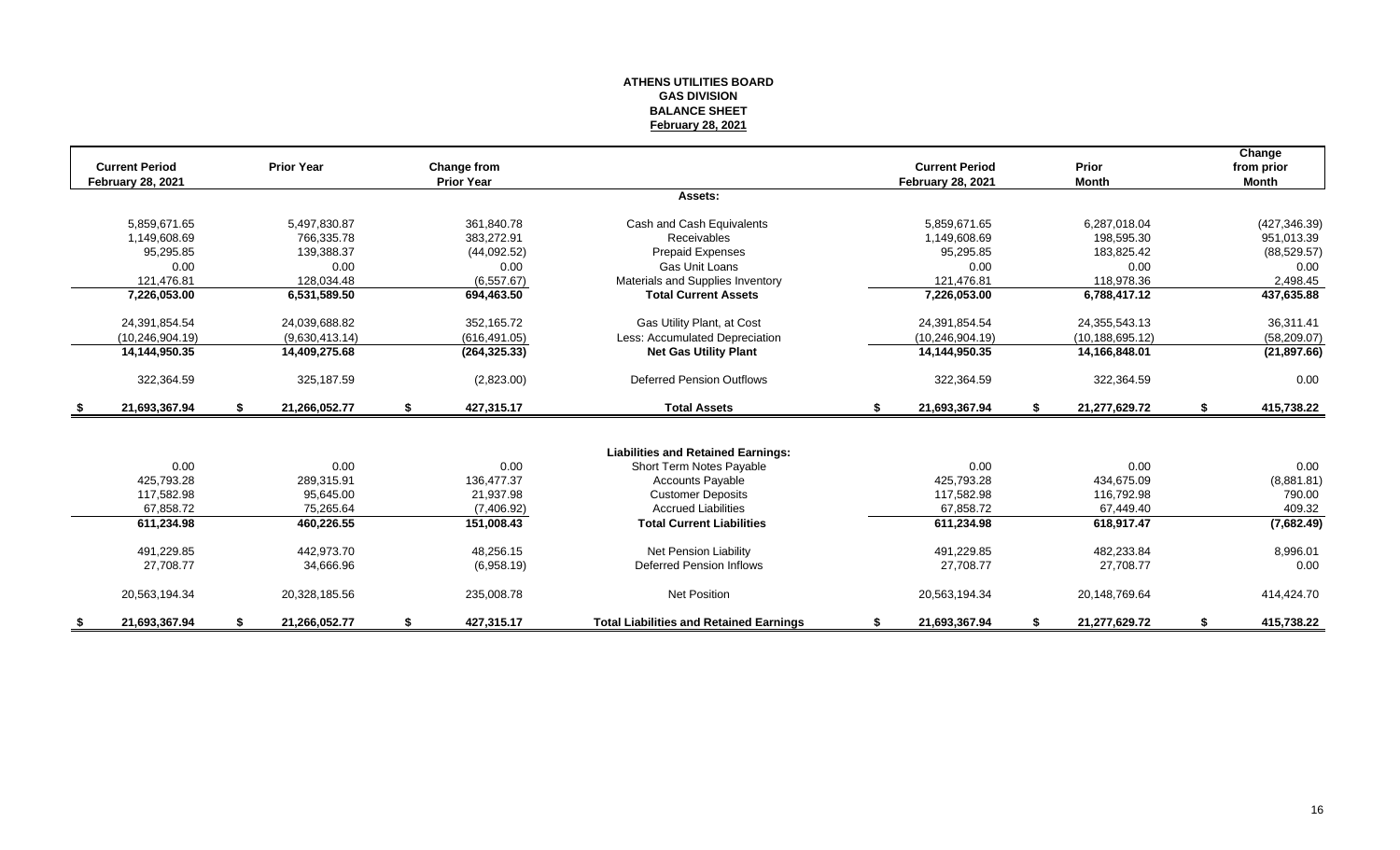# ATHENS UTILITIES BOARD
## GAS DIVISION
## BALANCE SHEET
## February 28, 2021

| Current Period February 28, 2021 | Prior Year | Change from Prior Year | | Current Period February 28, 2021 | Prior Month | Change from prior Month |
|---|---|---|---|---|---|---|
| | | | **Assets:** | | | |
| 5,859,671.65 | 5,497,830.87 | 361,840.78 | Cash and Cash Equivalents | 5,859,671.65 | 6,287,018.04 | (427,346.39) |
| 1,149,608.69 | 766,335.78 | 383,272.91 | Receivables | 1,149,608.69 | 198,595.30 | 951,013.39 |
| 95,295.85 | 139,388.37 | (44,092.52) | Prepaid Expenses | 95,295.85 | 183,825.42 | (88,529.57) |
| 0.00 | 0.00 | 0.00 | Gas Unit Loans | 0.00 | 0.00 | 0.00 |
| 121,476.81 | 128,034.48 | (6,557.67) | Materials and Supplies Inventory | 121,476.81 | 118,978.36 | 2,498.45 |
| **7,226,053.00** | **6,531,589.50** | **694,463.50** | **Total Current Assets** | **7,226,053.00** | **6,788,417.12** | **437,635.88** |
| 24,391,854.54 | 24,039,688.82 | 352,165.72 | Gas Utility Plant, at Cost | 24,391,854.54 | 24,355,543.13 | 36,311.41 |
| (10,246,904.19) | (9,630,413.14) | (616,491.05) | Less: Accumulated Depreciation | (10,246,904.19) | (10,188,695.12) | (58,209.07) |
| **14,144,950.35** | **14,409,275.68** | **(264,325.33)** | **Net Gas Utility Plant** | **14,144,950.35** | **14,166,848.01** | **(21,897.66)** |
| 322,364.59 | 325,187.59 | (2,823.00) | Deferred Pension Outflows | 322,364.59 | 322,364.59 | 0.00 |
| **$ 21,693,367.94** | **$ 21,266,052.77** | **$ 427,315.17** | **Total Assets** | **$ 21,693,367.94** | **$ 21,277,629.72** | **$ 415,738.22** |
| | | | **Liabilities and Retained Earnings:** | | | |
| 0.00 | 0.00 | 0.00 | Short Term Notes Payable | 0.00 | 0.00 | 0.00 |
| 425,793.28 | 289,315.91 | 136,477.37 | Accounts Payable | 425,793.28 | 434,675.09 | (8,881.81) |
| 117,582.98 | 95,645.00 | 21,937.98 | Customer Deposits | 117,582.98 | 116,792.98 | 790.00 |
| 67,858.72 | 75,265.64 | (7,406.92) | Accrued Liabilities | 67,858.72 | 67,449.40 | 409.32 |
| **611,234.98** | **460,226.55** | **151,008.43** | **Total Current Liabilities** | **611,234.98** | **618,917.47** | **(7,682.49)** |
| 491,229.85 | 442,973.70 | 48,256.15 | Net Pension Liability | 491,229.85 | 482,233.84 | 8,996.01 |
| 27,708.77 | 34,666.96 | (6,958.19) | Deferred Pension Inflows | 27,708.77 | 27,708.77 | 0.00 |
| 20,563,194.34 | 20,328,185.56 | 235,008.78 | Net Position | 20,563,194.34 | 20,148,769.64 | 414,424.70 |
| **$ 21,693,367.94** | **$ 21,266,052.77** | **$ 427,315.17** | **Total Liabilities and Retained Earnings** | **$ 21,693,367.94** | **$ 21,277,629.72** | **$ 415,738.22** |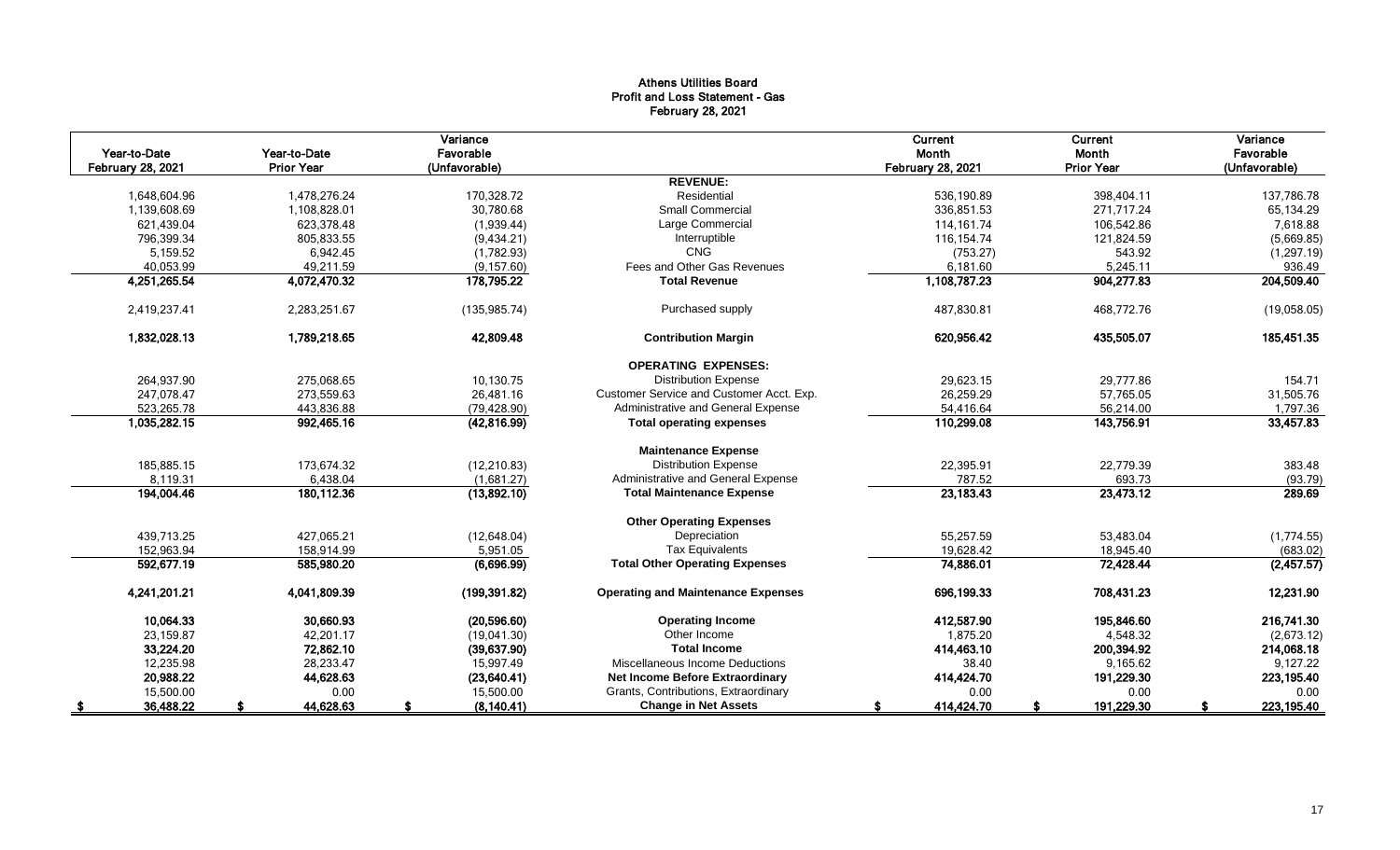**Athens Utilities Board**
**Profit and Loss Statement - Gas**
**February 28, 2021**

| Year-to-Date February 28, 2021 | Year-to-Date Prior Year | Variance Favorable (Unfavorable) | | Current Month February 28, 2021 | Current Month Prior Year | Variance Favorable (Unfavorable) |
|---|---|---|---|---|---|---|
| | | | **REVENUE:** | | | |
| 1,648,604.96 | 1,478,276.24 | 170,328.72 | Residential | 536,190.89 | 398,404.11 | 137,786.78 |
| 1,139,608.69 | 1,108,828.01 | 30,780.68 | Small Commercial | 336,851.53 | 271,717.24 | 65,134.29 |
| 621,439.04 | 623,378.48 | (1,939.44) | Large Commercial | 114,161.74 | 106,542.86 | 7,618.88 |
| 796,399.34 | 805,833.55 | (9,434.21) | Interruptible | 116,154.74 | 121,824.59 | (5,669.85) |
| 5,159.52 | 6,942.45 | (1,782.93) | CNG | (753.27) | 543.92 | (1,297.19) |
| 40,053.99 | 49,211.59 | (9,157.60) | Fees and Other Gas Revenues | 6,181.60 | 5,245.11 | 936.49 |
| **4,251,265.54** | **4,072,470.32** | **178,795.22** | **Total Revenue** | **1,108,787.23** | **904,277.83** | **204,509.40** |
| 2,419,237.41 | 2,283,251.67 | (135,985.74) | Purchased supply | 487,830.81 | 468,772.76 | (19,058.05) |
| **1,832,028.13** | **1,789,218.65** | **42,809.48** | **Contribution Margin** | **620,956.42** | **435,505.07** | **185,451.35** |
| | | | **OPERATING EXPENSES:** | | | |
| 264,937.90 | 275,068.65 | 10,130.75 | Distribution Expense | 29,623.15 | 29,777.86 | 154.71 |
| 247,078.47 | 273,559.63 | 26,481.16 | Customer Service and Customer Acct. Exp. | 26,259.29 | 57,765.05 | 31,505.76 |
| 523,265.78 | 443,836.88 | (79,428.90) | Administrative and General Expense | 54,416.64 | 56,214.00 | 1,797.36 |
| **1,035,282.15** | **992,465.16** | **(42,816.99)** | **Total operating expenses** | **110,299.08** | **143,756.91** | **33,457.83** |
| | | | **Maintenance Expense** | | | |
| 185,885.15 | 173,674.32 | (12,210.83) | Distribution Expense | 22,395.91 | 22,779.39 | 383.48 |
| 8,119.31 | 6,438.04 | (1,681.27) | Administrative and General Expense | 787.52 | 693.73 | (93.79) |
| **194,004.46** | **180,112.36** | **(13,892.10)** | **Total Maintenance Expense** | **23,183.43** | **23,473.12** | **289.69** |
| | | | **Other Operating Expenses** | | | |
| 439,713.25 | 427,065.21 | (12,648.04) | Depreciation | 55,257.59 | 53,483.04 | (1,774.55) |
| 152,963.94 | 158,914.99 | 5,951.05 | Tax Equivalents | 19,628.42 | 18,945.40 | (683.02) |
| **592,677.19** | **585,980.20** | **(6,696.99)** | **Total Other Operating Expenses** | **74,886.01** | **72,428.44** | **(2,457.57)** |
| **4,241,201.21** | **4,041,809.39** | **(199,391.82)** | **Operating and Maintenance Expenses** | **696,199.33** | **708,431.23** | **12,231.90** |
| **10,064.33** | **30,660.93** | **(20,596.60)** | **Operating Income** | **412,587.90** | **195,846.60** | **216,741.30** |
| 23,159.87 | 42,201.17 | (19,041.30) | Other Income | 1,875.20 | 4,548.32 | (2,673.12) |
| **33,224.20** | **72,862.10** | **(39,637.90)** | **Total Income** | **414,463.10** | **200,394.92** | **214,068.18** |
| 12,235.98 | 28,233.47 | 15,997.49 | Miscellaneous Income Deductions | 38.40 | 9,165.62 | 9,127.22 |
| **20,988.22** | **44,628.63** | **(23,640.41)** | **Net Income Before Extraordinary** | **414,424.70** | **191,229.30** | **223,195.40** |
| 15,500.00 | 0.00 | 15,500.00 | Grants, Contributions, Extraordinary | 0.00 | 0.00 | 0.00 |
| **$ 36,488.22** | **$ 44,628.63** | **$ (8,140.41)** | **Change in Net Assets** | **$ 414,424.70** | **$ 191,229.30** | **$ 223,195.40** |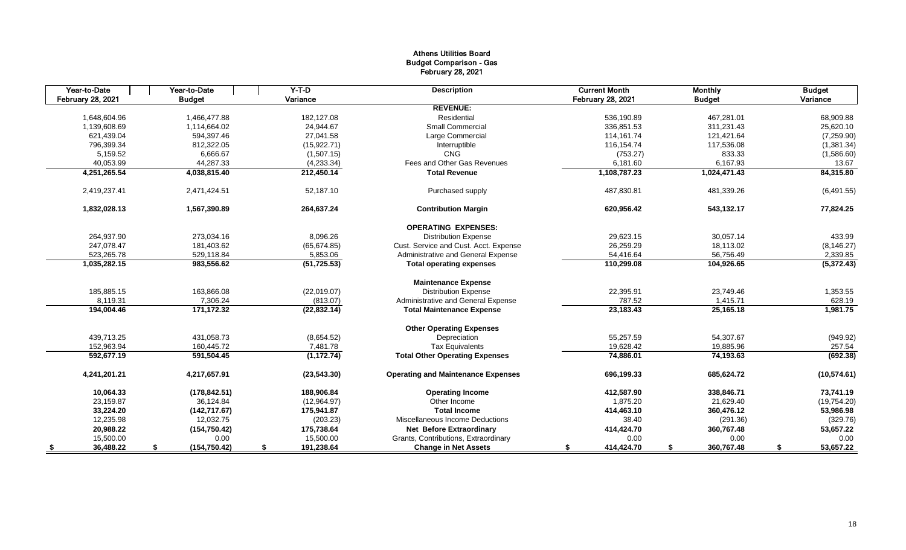# Athens Utilities Board
## Budget Comparison - Gas
### February 28, 2021

| Year-to-Date February 28, 2021 | Year-to-Date Budget | Y-T-D Variance | Description | Current Month February 28, 2021 | Monthly Budget | Budget Variance |
|---|---|---|---|---|---|---|
| | | | **REVENUE:** | | | |
| 1,648,604.96 | 1,466,477.88 | 182,127.08 | Residential | 536,190.89 | 467,281.01 | 68,909.88 |
| 1,139,608.69 | 1,114,664.02 | 24,944.67 | Small Commercial | 336,851.53 | 311,231.43 | 25,620.10 |
| 621,439.04 | 594,397.46 | 27,041.58 | Large Commercial | 114,161.74 | 121,421.64 | (7,259.90) |
| 796,399.34 | 812,322.05 | (15,922.71) | Interruptible | 116,154.74 | 117,536.08 | (1,381.34) |
| 5,159.52 | 6,666.67 | (1,507.15) | CNG | (753.27) | 833.33 | (1,586.60) |
| 40,053.99 | 44,287.33 | (4,233.34) | Fees and Other Gas Revenues | 6,181.60 | 6,167.93 | 13.67 |
| **4,251,265.54** | **4,038,815.40** | **212,450.14** | **Total Revenue** | **1,108,787.23** | **1,024,471.43** | **84,315.80** |
| 2,419,237.41 | 2,471,424.51 | 52,187.10 | Purchased supply | 487,830.81 | 481,339.26 | (6,491.55) |
| **1,832,028.13** | **1,567,390.89** | **264,637.24** | **Contribution Margin** | **620,956.42** | **543,132.17** | **77,824.25** |
| | | | **OPERATING EXPENSES:** | | | |
| 264,937.90 | 273,034.16 | 8,096.26 | Distribution Expense | 29,623.15 | 30,057.14 | 433.99 |
| 247,078.47 | 181,403.62 | (65,674.85) | Cust. Service and Cust. Acct. Expense | 26,259.29 | 18,113.02 | (8,146.27) |
| 523,265.78 | 529,118.84 | 5,853.06 | Administrative and General Expense | 54,416.64 | 56,756.49 | 2,339.85 |
| **1,035,282.15** | **983,556.62** | **(51,725.53)** | **Total operating expenses** | **110,299.08** | **104,926.65** | **(5,372.43)** |
| | | | **Maintenance Expense** | | | |
| 185,885.15 | 163,866.08 | (22,019.07) | Distribution Expense | 22,395.91 | 23,749.46 | 1,353.55 |
| 8,119.31 | 7,306.24 | (813.07) | Administrative and General Expense | 787.52 | 1,415.71 | 628.19 |
| **194,004.46** | **171,172.32** | **(22,832.14)** | **Total Maintenance Expense** | **23,183.43** | **25,165.18** | **1,981.75** |
| | | | **Other Operating Expenses** | | | |
| 439,713.25 | 431,058.73 | (8,654.52) | Depreciation | 55,257.59 | 54,307.67 | (949.92) |
| 152,963.94 | 160,445.72 | 7,481.78 | Tax Equivalents | 19,628.42 | 19,885.96 | 257.54 |
| **592,677.19** | **591,504.45** | **(1,172.74)** | **Total Other Operating Expenses** | **74,886.01** | **74,193.63** | **(692.38)** |
| **4,241,201.21** | **4,217,657.91** | **(23,543.30)** | **Operating and Maintenance Expenses** | **696,199.33** | **685,624.72** | **(10,574.61)** |
| **10,064.33** | **(178,842.51)** | **188,906.84** | **Operating Income** | **412,587.90** | **338,846.71** | **73,741.19** |
| 23,159.87 | 36,124.84 | (12,964.97) | Other Income | 1,875.20 | 21,629.40 | (19,754.20) |
| **33,224.20** | **(142,717.67)** | **175,941.87** | **Total Income** | **414,463.10** | **360,476.12** | **53,986.98** |
| 12,235.98 | 12,032.75 | (203.23) | Miscellaneous Income Deductions | 38.40 | (291.36) | (329.76) |
| **20,988.22** | **(154,750.42)** | **175,738.64** | **Net Before Extraordinary** | **414,424.70** | **360,767.48** | **53,657.22** |
| 15,500.00 | 0.00 | 15,500.00 | Grants, Contributions, Extraordinary | 0.00 | 0.00 | 0.00 |
| **$ 36,488.22** | **$ (154,750.42)** | **$ 191,238.64** | **Change in Net Assets** | **$ 414,424.70** | **$ 360,767.48** | **$ 53,657.22** |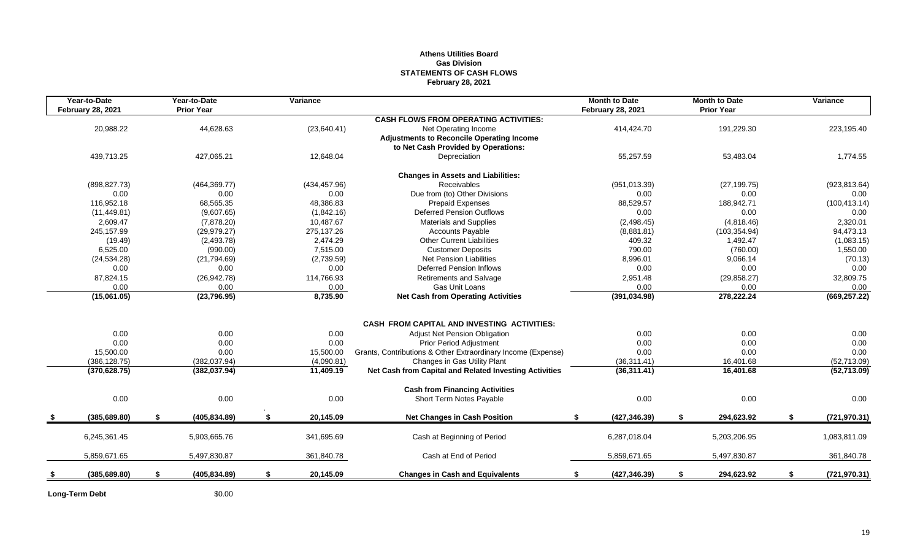# Athens Utilities Board
## Gas Division
## STATEMENTS OF CASH FLOWS
### February 28, 2021

| Year-to-Date February 28, 2021 | Year-to-Date Prior Year | Variance | | Month to Date February 28, 2021 | Month to Date Prior Year | Variance |
|---|---|---|---|---|---|---|
| | | | **CASH FLOWS FROM OPERATING ACTIVITIES:** | | | |
| 20,988.22 | 44,628.63 | (23,640.41) | Net Operating Income | 414,424.70 | 191,229.30 | 223,195.40 |
| | | | **Adjustments to Reconcile Operating Income to Net Cash Provided by Operations:** | | | |
| 439,713.25 | 427,065.21 | 12,648.04 | Depreciation | 55,257.59 | 53,483.04 | 1,774.55 |
| | | | **Changes in Assets and Liabilities:** | | | |
| (898,827.73) | (464,369.77) | (434,457.96) | Receivables | (951,013.39) | (27,199.75) | (923,813.64) |
| 0.00 | 0.00 | 0.00 | Due from (to) Other Divisions | 0.00 | 0.00 | 0.00 |
| 116,952.18 | 68,565.35 | 48,386.83 | Prepaid Expenses | 88,529.57 | 188,942.71 | (100,413.14) |
| (11,449.81) | (9,607.65) | (1,842.16) | Deferred Pension Outflows | 0.00 | 0.00 | 0.00 |
| 2,609.47 | (7,878.20) | 10,487.67 | Materials and Supplies | (2,498.45) | (4,818.46) | 2,320.01 |
| 245,157.99 | (29,979.27) | 275,137.26 | Accounts Payable | (8,881.81) | (103,354.94) | 94,473.13 |
| (19.49) | (2,493.78) | 2,474.29 | Other Current Liabilities | 409.32 | 1,492.47 | (1,083.15) |
| 6,525.00 | (990.00) | 7,515.00 | Customer Deposits | 790.00 | (760.00) | 1,550.00 |
| (24,534.28) | (21,794.69) | (2,739.59) | Net Pension Liabilities | 8,996.01 | 9,066.14 | (70.13) |
| 0.00 | 0.00 | 0.00 | Deferred Pension Inflows | 0.00 | 0.00 | 0.00 |
| 87,824.15 | (26,942.78) | 114,766.93 | Retirements and Salvage | 2,951.48 | (29,858.27) | 32,809.75 |
| 0.00 | 0.00 | 0.00 | Gas Unit Loans | 0.00 | 0.00 | 0.00 |
| **(15,061.05)** | **(23,796.95)** | **8,735.90** | **Net Cash from Operating Activities** | **(391,034.98)** | **278,222.24** | **(669,257.22)** |
| | | | **CASH FROM CAPITAL AND INVESTING ACTIVITIES:** | | | |
| 0.00 | 0.00 | 0.00 | Adjust Net Pension Obligation | 0.00 | 0.00 | 0.00 |
| 0.00 | 0.00 | 0.00 | Prior Period Adjustment | 0.00 | 0.00 | 0.00 |
| 15,500.00 | 0.00 | 15,500.00 | Grants, Contributions & Other Extraordinary Income (Expense) | 0.00 | 0.00 | 0.00 |
| (386,128.75) | (382,037.94) | (4,090.81) | Changes in Gas Utility Plant | (36,311.41) | 16,401.68 | (52,713.09) |
| **(370,628.75)** | **(382,037.94)** | **11,409.19** | **Net Cash from Capital and Related Investing Activities** | **(36,311.41)** | **16,401.68** | **(52,713.09)** |
| | | | **Cash from Financing Activities** | | | |
| 0.00 | 0.00 | 0.00 | Short Term Notes Payable | 0.00 | 0.00 | 0.00 |
| **$ (385,689.80)** | **$ (405,834.89)** | **$ 20,145.09** | **Net Changes in Cash Position** | **$ (427,346.39)** | **$ 294,623.92** | **$ (721,970.31)** |
| 6,245,361.45 | 5,903,665.76 | 341,695.69 | Cash at Beginning of Period | 6,287,018.04 | 5,203,206.95 | 1,083,811.09 |
| 5,859,671.65 | 5,497,830.87 | 361,840.78 | Cash at End of Period | 5,859,671.65 | 5,497,830.87 | 361,840.78 |
| **$ (385,689.80)** | **$ (405,834.89)** | **$ 20,145.09** | **Changes in Cash and Equivalents** | **$ (427,346.39)** | **$ 294,623.92** | **$ (721,970.31)** |

**Long-Term Debt** $0.00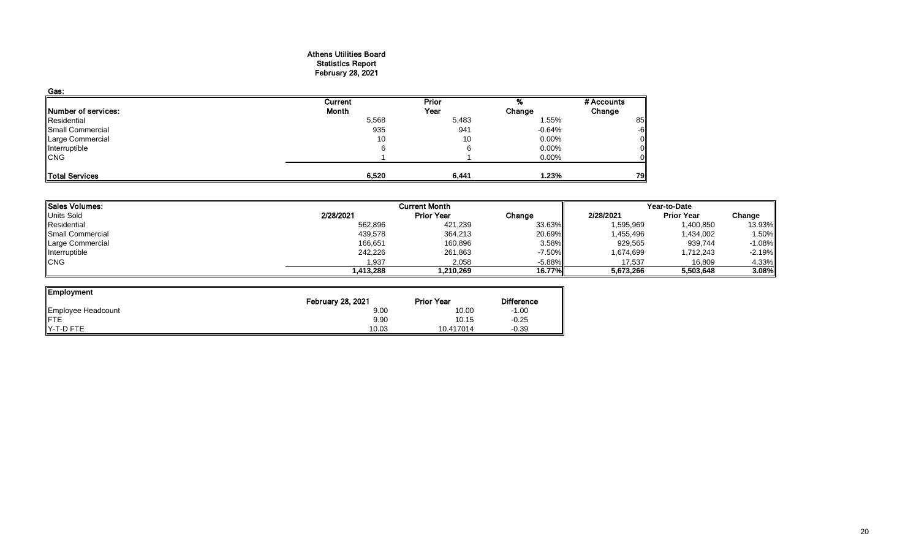# Athens Utilities Board
## Statistics Report
## February 28, 2021

**Gas:**

| Number of services: | Current Month | Prior Year | % Change | # Accounts Change |
|---|---|---|---|---|
| Residential | 5,568 | 5,483 | 1.55% | 85 |
| Small Commercial | 935 | 941 | -0.64% | -6 |
| Large Commercial | 10 | 10 | 0.00% | 0 |
| Interruptible | 6 | 6 | 0.00% | 0 |
| CNG | 1 | 1 | 0.00% | 0 |
| **Total Services** | **6,520** | **6,441** | **1.23%** | **79** |

| Sales Volumes: | Current Month | | | Year-to-Date | | |
|---|---|---|---|---|---|---|
| Units Sold | 2/28/2021 | Prior Year | Change | 2/28/2021 | Prior Year | Change |
| Residential | 562,896 | 421,239 | 33.63% | 1,595,969 | 1,400,850 | 13.93% |
| Small Commercial | 439,578 | 364,213 | 20.69% | 1,455,496 | 1,434,002 | 1.50% |
| Large Commercial | 166,651 | 160,896 | 3.58% | 929,565 | 939,744 | -1.08% |
| Interruptible | 242,226 | 261,863 | -7.50% | 1,674,699 | 1,712,243 | -2.19% |
| CNG | 1,937 | 2,058 | -5.88% | 17,537 | 16,809 | 4.33% |
| | **1,413,288** | **1,210,269** | **16.77%** | **5,673,266** | **5,503,648** | **3.08%** |

| Employment | February 28, 2021 | Prior Year | Difference |
|---|---|---|---|
| Employee Headcount | 9.00 | 10.00 | -1.00 |
| FTE | 9.90 | 10.15 | -0.25 |
| Y-T-D FTE | 10.03 | 10.417014 | -0.39 |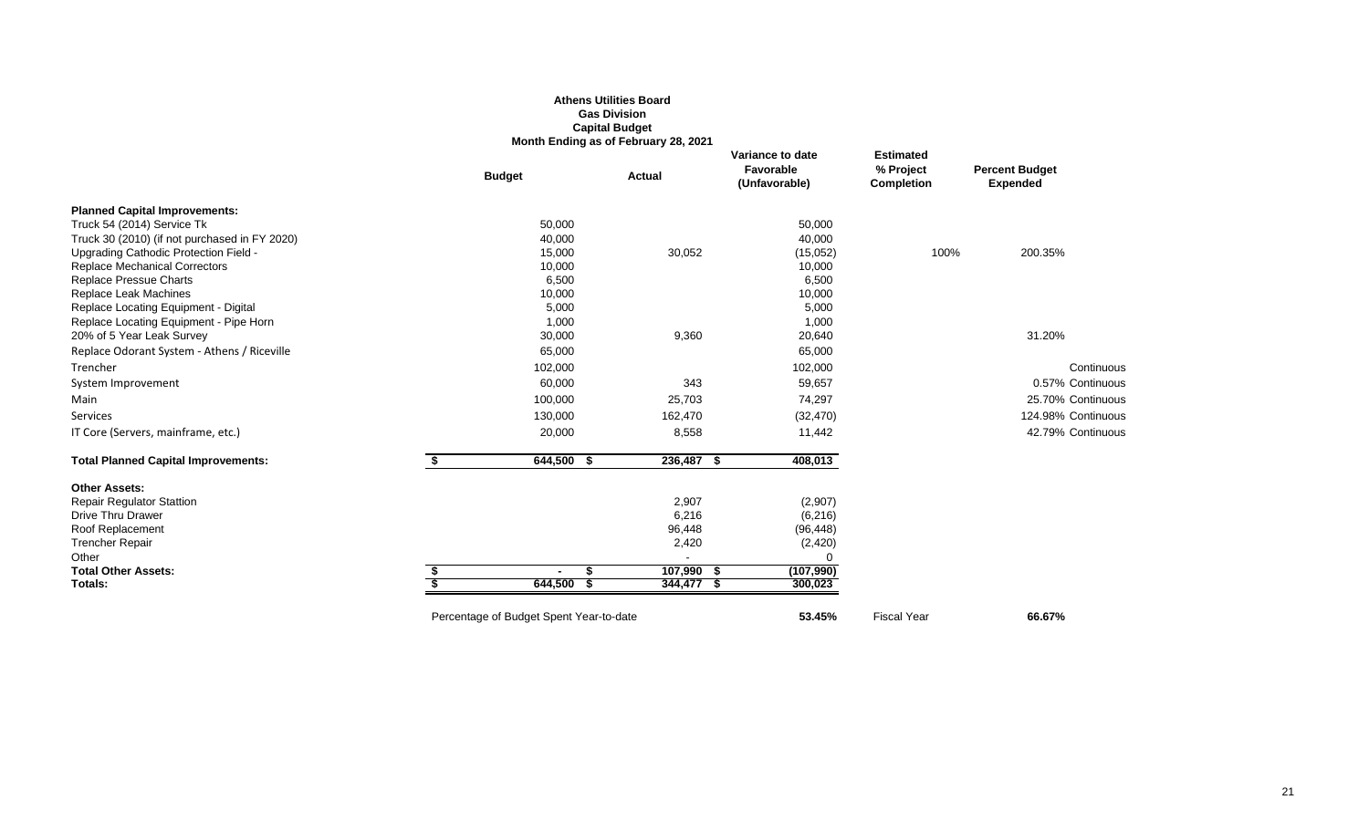**Athens Utilities Board**
**Gas Division**
**Capital Budget**
**Month Ending as of February 28, 2021**

| | Budget | Actual | Variance to date Favorable (Unfavorable) | Estimated % Project Completion | Percent Budget Expended | |
|---|---|---|---|---|---|---|
| **Planned Capital Improvements:** | | | | | | |
| Truck 54 (2014) Service Tk | 50,000 | | 50,000 | | | |
| Truck 30 (2010) (if not purchased in FY 2020) | 40,000 | | 40,000 | | | |
| Upgrading Cathodic Protection Field - | 15,000 | 30,052 | (15,052) | 100% | 200.35% | |
| Replace Mechanical Correctors | 10,000 | | 10,000 | | | |
| Replace Pressue Charts | 6,500 | | 6,500 | | | |
| Replace Leak Machines | 10,000 | | 10,000 | | | |
| Replace Locating Equipment - Digital | 5,000 | | 5,000 | | | |
| Replace Locating Equipment - Pipe Horn | 1,000 | | 1,000 | | | |
| 20% of 5 Year Leak Survey | 30,000 | 9,360 | 20,640 | | 31.20% | |
| Replace Odorant System - Athens / Riceville | 65,000 | | 65,000 | | | |
| Trencher | 102,000 | | 102,000 | | | Continuous |
| System Improvement | 60,000 | 343 | 59,657 | | 0.57% | Continuous |
| Main | 100,000 | 25,703 | 74,297 | | 25.70% | Continuous |
| Services | 130,000 | 162,470 | (32,470) | | 124.98% | Continuous |
| IT Core (Servers, mainframe, etc.) | 20,000 | 8,558 | 11,442 | | 42.79% | Continuous |
| **Total Planned Capital Improvements:** | **$ 644,500** | **$ 236,487** | **$ 408,013** | | | |
| **Other Assets:** | | | | | | |
| Repair Regulator Stattion | | 2,907 | (2,907) | | | |
| Drive Thru Drawer | | 6,216 | (6,216) | | | |
| Roof Replacement | | 96,448 | (96,448) | | | |
| Trencher Repair | | 2,420 | (2,420) | | | |
| Other | | - | 0 | | | |
| **Total Other Assets:** | **$ -** | **$ 107,990** | **$ (107,990)** | | | |
| **Totals:** | **$ 644,500** | **$ 344,477** | **$ 300,023** | | | |
| | Percentage of Budget Spent Year-to-date | | **53.45%** | Fiscal Year | **66.67%** | |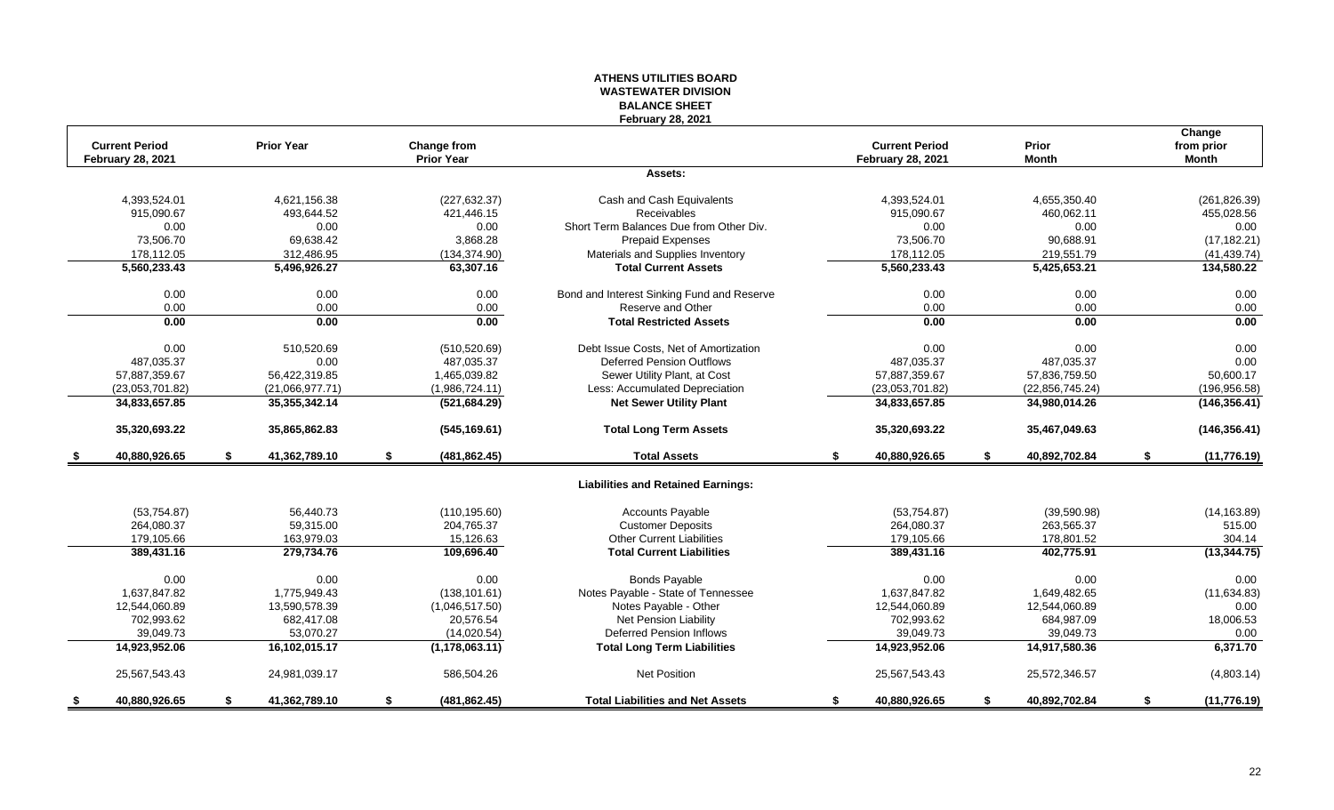# ATHENS UTILITIES BOARD
## WASTEWATER DIVISION
## BALANCE SHEET
### February 28, 2021

| Current Period February 28, 2021 | Prior Year | Change from Prior Year | | Current Period February 28, 2021 | Prior Month | Change from prior Month |
|---|---|---|---|---|---|---|
| | | | **Assets:** | | | |
| 4,393,524.01 | 4,621,156.38 | (227,632.37) | Cash and Cash Equivalents | 4,393,524.01 | 4,655,350.40 | (261,826.39) |
| 915,090.67 | 493,644.52 | 421,446.15 | Receivables | 915,090.67 | 460,062.11 | 455,028.56 |
| 0.00 | 0.00 | 0.00 | Short Term Balances Due from Other Div. | 0.00 | 0.00 | 0.00 |
| 73,506.70 | 69,638.42 | 3,868.28 | Prepaid Expenses | 73,506.70 | 90,688.91 | (17,182.21) |
| 178,112.05 | 312,486.95 | (134,374.90) | Materials and Supplies Inventory | 178,112.05 | 219,551.79 | (41,439.74) |
| **5,560,233.43** | **5,496,926.27** | **63,307.16** | **Total Current Assets** | **5,560,233.43** | **5,425,653.21** | **134,580.22** |
| 0.00 | 0.00 | 0.00 | Bond and Interest Sinking Fund and Reserve | 0.00 | 0.00 | 0.00 |
| 0.00 | 0.00 | 0.00 | Reserve and Other | 0.00 | 0.00 | 0.00 |
| **0.00** | **0.00** | **0.00** | **Total Restricted Assets** | **0.00** | **0.00** | **0.00** |
| 0.00 | 510,520.69 | (510,520.69) | Debt Issue Costs, Net of Amortization | 0.00 | 0.00 | 0.00 |
| 487,035.37 | 0.00 | 487,035.37 | Deferred Pension Outflows | 487,035.37 | 487,035.37 | 0.00 |
| 57,887,359.67 | 56,422,319.85 | 1,465,039.82 | Sewer Utility Plant, at Cost | 57,887,359.67 | 57,836,759.50 | 50,600.17 |
| (23,053,701.82) | (21,066,977.71) | (1,986,724.11) | Less: Accumulated Depreciation | (23,053,701.82) | (22,856,745.24) | (196,956.58) |
| **34,833,657.85** | **35,355,342.14** | **(521,684.29)** | **Net Sewer Utility Plant** | **34,833,657.85** | **34,980,014.26** | **(146,356.41)** |
| **35,320,693.22** | **35,865,862.83** | **(545,169.61)** | **Total Long Term Assets** | **35,320,693.22** | **35,467,049.63** | **(146,356.41)** |
| **$ 40,880,926.65** | **$ 41,362,789.10** | **$ (481,862.45)** | **Total Assets** | **$ 40,880,926.65** | **$ 40,892,702.84** | **$ (11,776.19)** |
| | | | **Liabilities and Retained Earnings:** | | | |
| (53,754.87) | 56,440.73 | (110,195.60) | Accounts Payable | (53,754.87) | (39,590.98) | (14,163.89) |
| 264,080.37 | 59,315.00 | 204,765.37 | Customer Deposits | 264,080.37 | 263,565.37 | 515.00 |
| 179,105.66 | 163,979.03 | 15,126.63 | Other Current Liabilities | 179,105.66 | 178,801.52 | 304.14 |
| **389,431.16** | **279,734.76** | **109,696.40** | **Total Current Liabilities** | **389,431.16** | **402,775.91** | **(13,344.75)** |
| 0.00 | 0.00 | 0.00 | Bonds Payable | 0.00 | 0.00 | 0.00 |
| 1,637,847.82 | 1,775,949.43 | (138,101.61) | Notes Payable - State of Tennessee | 1,637,847.82 | 1,649,482.65 | (11,634.83) |
| 12,544,060.89 | 13,590,578.39 | (1,046,517.50) | Notes Payable - Other | 12,544,060.89 | 12,544,060.89 | 0.00 |
| 702,993.62 | 682,417.08 | 20,576.54 | Net Pension Liability | 702,993.62 | 684,987.09 | 18,006.53 |
| 39,049.73 | 53,070.27 | (14,020.54) | Deferred Pension Inflows | 39,049.73 | 39,049.73 | 0.00 |
| **14,923,952.06** | **16,102,015.17** | **(1,178,063.11)** | **Total Long Term Liabilities** | **14,923,952.06** | **14,917,580.36** | **6,371.70** |
| 25,567,543.43 | 24,981,039.17 | 586,504.26 | Net Position | 25,567,543.43 | 25,572,346.57 | (4,803.14) |
| **$ 40,880,926.65** | **$ 41,362,789.10** | **$ (481,862.45)** | **Total Liabilities and Net Assets** | **$ 40,880,926.65** | **$ 40,892,702.84** | **$ (11,776.19)** |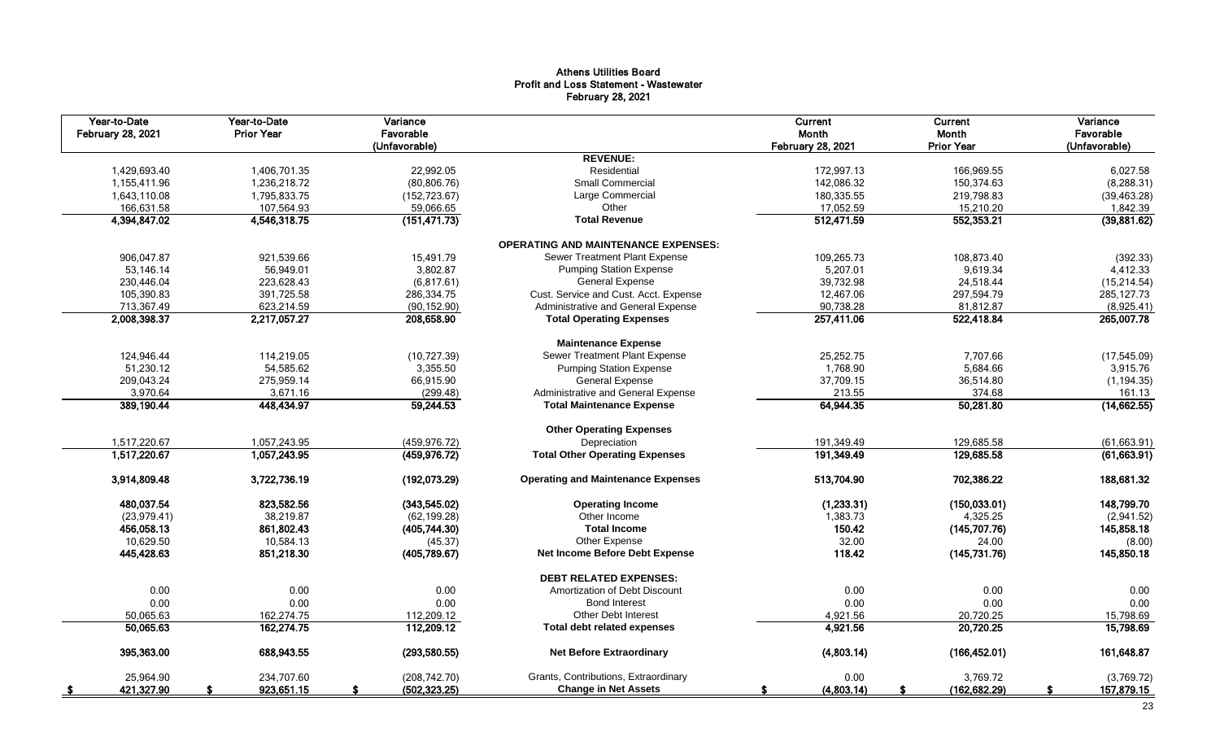**Athens Utilities Board**
**Profit and Loss Statement - Wastewater**
**February 28, 2021**

| Year-to-Date February 28, 2021 | Year-to-Date Prior Year | Variance Favorable (Unfavorable) | | Current Month February 28, 2021 | Current Month Prior Year | Variance Favorable (Unfavorable) |
|---|---|---|---|---|---|---|
| | | | **REVENUE:** | | | |
| 1,429,693.40 | 1,406,701.35 | 22,992.05 | Residential | 172,997.13 | 166,969.55 | 6,027.58 |
| 1,155,411.96 | 1,236,218.72 | (80,806.76) | Small Commercial | 142,086.32 | 150,374.63 | (8,288.31) |
| 1,643,110.08 | 1,795,833.75 | (152,723.67) | Large Commercial | 180,335.55 | 219,798.83 | (39,463.28) |
| 166,631.58 | 107,564.93 | 59,066.65 | Other | 17,052.59 | 15,210.20 | 1,842.39 |
| **4,394,847.02** | **4,546,318.75** | **(151,471.73)** | **Total Revenue** | **512,471.59** | **552,353.21** | **(39,881.62)** |
| | | | **OPERATING AND MAINTENANCE EXPENSES:** | | | |
| 906,047.87 | 921,539.66 | 15,491.79 | Sewer Treatment Plant Expense | 109,265.73 | 108,873.40 | (392.33) |
| 53,146.14 | 56,949.01 | 3,802.87 | Pumping Station Expense | 5,207.01 | 9,619.34 | 4,412.33 |
| 230,446.04 | 223,628.43 | (6,817.61) | General Expense | 39,732.98 | 24,518.44 | (15,214.54) |
| 105,390.83 | 391,725.58 | 286,334.75 | Cust. Service and Cust. Acct. Expense | 12,467.06 | 297,594.79 | 285,127.73 |
| 713,367.49 | 623,214.59 | (90,152.90) | Administrative and General Expense | 90,738.28 | 81,812.87 | (8,925.41) |
| **2,008,398.37** | **2,217,057.27** | **208,658.90** | **Total Operating Expenses** | **257,411.06** | **522,418.84** | **265,007.78** |
| | | | **Maintenance Expense** | | | |
| 124,946.44 | 114,219.05 | (10,727.39) | Sewer Treatment Plant Expense | 25,252.75 | 7,707.66 | (17,545.09) |
| 51,230.12 | 54,585.62 | 3,355.50 | Pumping Station Expense | 1,768.90 | 5,684.66 | 3,915.76 |
| 209,043.24 | 275,959.14 | 66,915.90 | General Expense | 37,709.15 | 36,514.80 | (1,194.35) |
| 3,970.64 | 3,671.16 | (299.48) | Administrative and General Expense | 213.55 | 374.68 | 161.13 |
| **389,190.44** | **448,434.97** | **59,244.53** | **Total Maintenance Expense** | **64,944.35** | **50,281.80** | **(14,662.55)** |
| | | | **Other Operating Expenses** | | | |
| 1,517,220.67 | 1,057,243.95 | (459,976.72) | Depreciation | 191,349.49 | 129,685.58 | (61,663.91) |
| **1,517,220.67** | **1,057,243.95** | **(459,976.72)** | **Total Other Operating Expenses** | **191,349.49** | **129,685.58** | **(61,663.91)** |
| **3,914,809.48** | **3,722,736.19** | **(192,073.29)** | **Operating and Maintenance Expenses** | **513,704.90** | **702,386.22** | **188,681.32** |
| **480,037.54** | **823,582.56** | **(343,545.02)** | **Operating Income** | **(1,233.31)** | **(150,033.01)** | **148,799.70** |
| (23,979.41) | 38,219.87 | (62,199.28) | Other Income | 1,383.73 | 4,325.25 | (2,941.52) |
| **456,058.13** | **861,802.43** | **(405,744.30)** | **Total Income** | **150.42** | **(145,707.76)** | **145,858.18** |
| 10,629.50 | 10,584.13 | (45.37) | Other Expense | 32.00 | 24.00 | (8.00) |
| **445,428.63** | **851,218.30** | **(405,789.67)** | **Net Income Before Debt Expense** | **118.42** | **(145,731.76)** | **145,850.18** |
| | | | **DEBT RELATED EXPENSES:** | | | |
| 0.00 | 0.00 | 0.00 | Amortization of Debt Discount | 0.00 | 0.00 | 0.00 |
| 0.00 | 0.00 | 0.00 | Bond Interest | 0.00 | 0.00 | 0.00 |
| 50,065.63 | 162,274.75 | 112,209.12 | Other Debt Interest | 4,921.56 | 20,720.25 | 15,798.69 |
| **50,065.63** | **162,274.75** | **112,209.12** | **Total debt related expenses** | **4,921.56** | **20,720.25** | **15,798.69** |
| **395,363.00** | **688,943.55** | **(293,580.55)** | **Net Before Extraordinary** | **(4,803.14)** | **(166,452.01)** | **161,648.87** |
| 25,964.90 | 234,707.60 | (208,742.70) | Grants, Contributions, Extraordinary | 0.00 | 3,769.72 | (3,769.72) |
| **$ 421,327.90** | **$ 923,651.15** | **$ (502,323.25)** | **Change in Net Assets** | **$ (4,803.14)** | **$ (162,682.29)** | **$ 157,879.15** |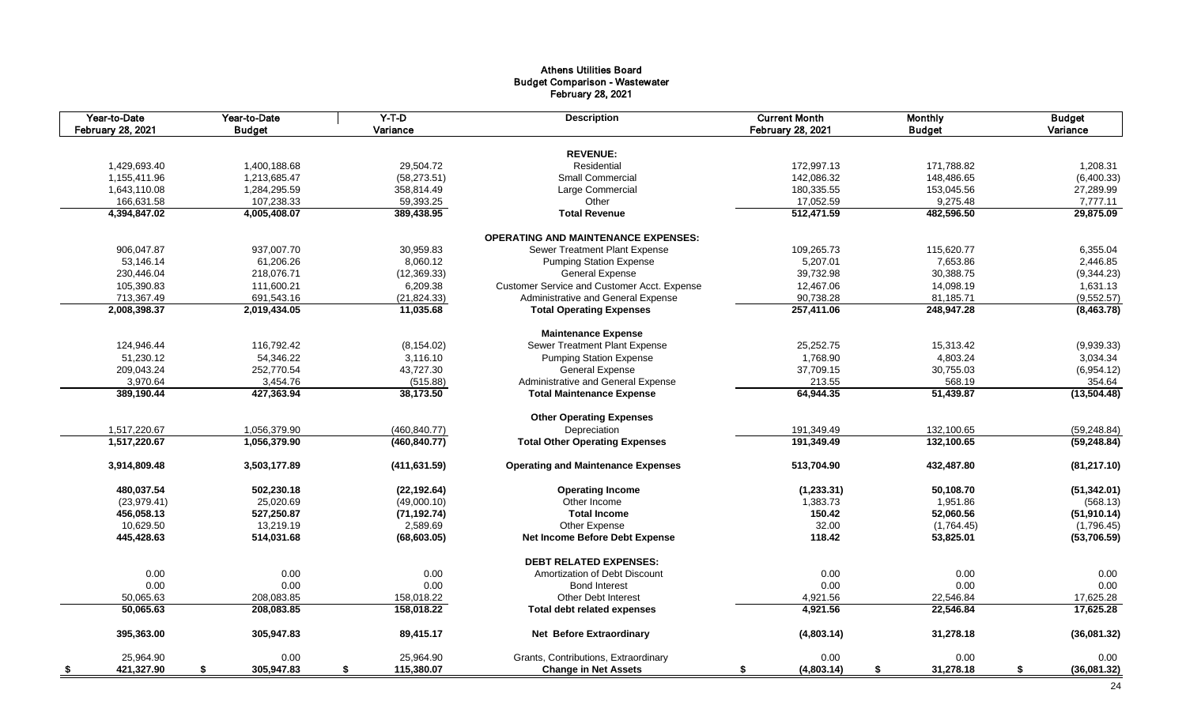# Athens Utilities Board
## Budget Comparison - Wastewater
### February 28, 2021

| Year-to-Date February 28, 2021 | Year-to-Date Budget | Y-T-D Variance | Description | Current Month February 28, 2021 | Monthly Budget | Budget Variance |
|---|---|---|---|---|---|---|
| | | | **REVENUE:** | | | |
| 1,429,693.40 | 1,400,188.68 | 29,504.72 | Residential | 172,997.13 | 171,788.82 | 1,208.31 |
| 1,155,411.96 | 1,213,685.47 | (58,273.51) | Small Commercial | 142,086.32 | 148,486.65 | (6,400.33) |
| 1,643,110.08 | 1,284,295.59 | 358,814.49 | Large Commercial | 180,335.55 | 153,045.56 | 27,289.99 |
| 166,631.58 | 107,238.33 | 59,393.25 | Other | 17,052.59 | 9,275.48 | 7,777.11 |
| **4,394,847.02** | **4,005,408.07** | **389,438.95** | **Total Revenue** | **512,471.59** | **482,596.50** | **29,875.09** |
| | | | **OPERATING AND MAINTENANCE EXPENSES:** | | | |
| 906,047.87 | 937,007.70 | 30,959.83 | Sewer Treatment Plant Expense | 109,265.73 | 115,620.77 | 6,355.04 |
| 53,146.14 | 61,206.26 | 8,060.12 | Pumping Station Expense | 5,207.01 | 7,653.86 | 2,446.85 |
| 230,446.04 | 218,076.71 | (12,369.33) | General Expense | 39,732.98 | 30,388.75 | (9,344.23) |
| 105,390.83 | 111,600.21 | 6,209.38 | Customer Service and Customer Acct. Expense | 12,467.06 | 14,098.19 | 1,631.13 |
| 713,367.49 | 691,543.16 | (21,824.33) | Administrative and General Expense | 90,738.28 | 81,185.71 | (9,552.57) |
| **2,008,398.37** | **2,019,434.05** | **11,035.68** | **Total Operating Expenses** | **257,411.06** | **248,947.28** | **(8,463.78)** |
| | | | **Maintenance Expense** | | | |
| 124,946.44 | 116,792.42 | (8,154.02) | Sewer Treatment Plant Expense | 25,252.75 | 15,313.42 | (9,939.33) |
| 51,230.12 | 54,346.22 | 3,116.10 | Pumping Station Expense | 1,768.90 | 4,803.24 | 3,034.34 |
| 209,043.24 | 252,770.54 | 43,727.30 | General Expense | 37,709.15 | 30,755.03 | (6,954.12) |
| 3,970.64 | 3,454.76 | (515.88) | Administrative and General Expense | 213.55 | 568.19 | 354.64 |
| **389,190.44** | **427,363.94** | **38,173.50** | **Total Maintenance Expense** | **64,944.35** | **51,439.87** | **(13,504.48)** |
| | | | **Other Operating Expenses** | | | |
| 1,517,220.67 | 1,056,379.90 | (460,840.77) | Depreciation | 191,349.49 | 132,100.65 | (59,248.84) |
| **1,517,220.67** | **1,056,379.90** | **(460,840.77)** | **Total Other Operating Expenses** | **191,349.49** | **132,100.65** | **(59,248.84)** |
| **3,914,809.48** | **3,503,177.89** | **(411,631.59)** | **Operating and Maintenance Expenses** | **513,704.90** | **432,487.80** | **(81,217.10)** |
| **480,037.54** | **502,230.18** | **(22,192.64)** | **Operating Income** | **(1,233.31)** | **50,108.70** | **(51,342.01)** |
| (23,979.41) | 25,020.69 | (49,000.10) | Other Income | 1,383.73 | 1,951.86 | (568.13) |
| **456,058.13** | **527,250.87** | **(71,192.74)** | **Total Income** | **150.42** | **52,060.56** | **(51,910.14)** |
| 10,629.50 | 13,219.19 | 2,589.69 | Other Expense | 32.00 | (1,764.45) | (1,796.45) |
| **445,428.63** | **514,031.68** | **(68,603.05)** | **Net Income Before Debt Expense** | **118.42** | **53,825.01** | **(53,706.59)** |
| | | | **DEBT RELATED EXPENSES:** | | | |
| 0.00 | 0.00 | 0.00 | Amortization of Debt Discount | 0.00 | 0.00 | 0.00 |
| 0.00 | 0.00 | 0.00 | Bond Interest | 0.00 | 0.00 | 0.00 |
| 50,065.63 | 208,083.85 | 158,018.22 | Other Debt Interest | 4,921.56 | 22,546.84 | 17,625.28 |
| **50,065.63** | **208,083.85** | **158,018.22** | **Total debt related expenses** | **4,921.56** | **22,546.84** | **17,625.28** |
| **395,363.00** | **305,947.83** | **89,415.17** | **Net Before Extraordinary** | **(4,803.14)** | **31,278.18** | **(36,081.32)** |
| 25,964.90 | 0.00 | 25,964.90 | Grants, Contributions, Extraordinary | 0.00 | 0.00 | 0.00 |
| **$ 421,327.90** | **$ 305,947.83** | **$ 115,380.07** | **Change in Net Assets** | **$ (4,803.14)** | **$ 31,278.18** | **$ (36,081.32)** |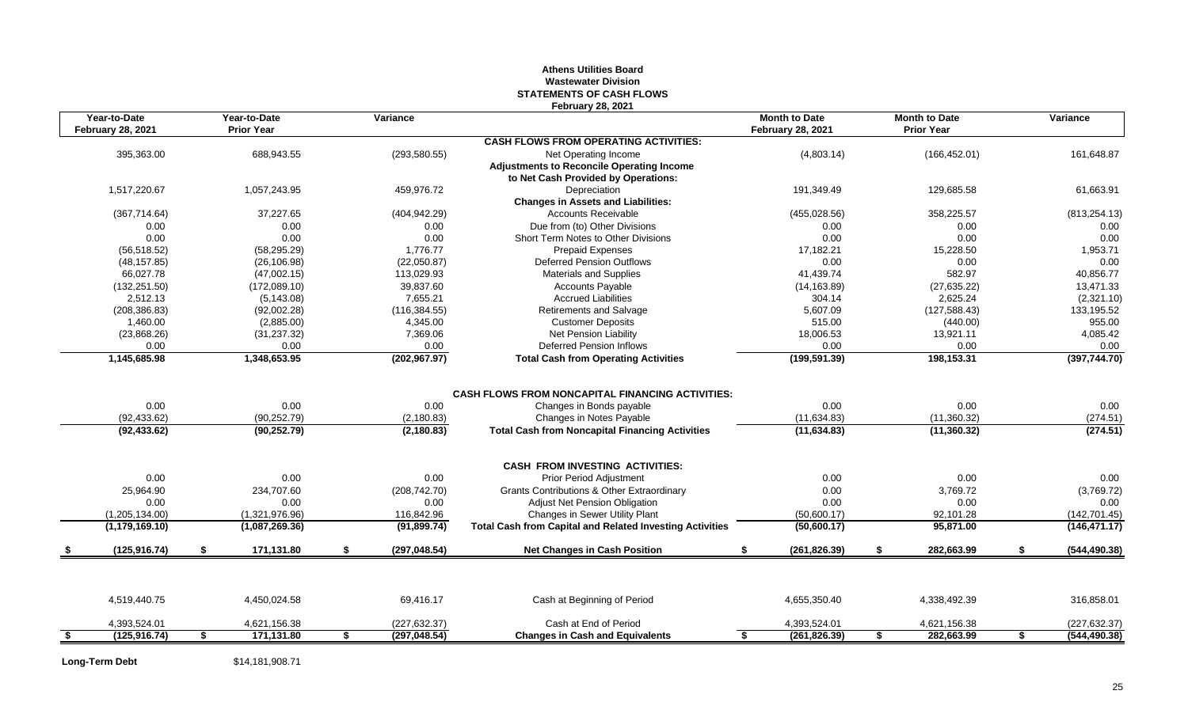**Athens Utilities Board**
**Wastewater Division**
**STATEMENTS OF CASH FLOWS**
**February 28, 2021**

| Year-to-Date February 28, 2021 | Year-to-Date Prior Year | Variance | | Month to Date February 28, 2021 | Month to Date Prior Year | Variance |
|---|---|---|---|---|---|---|
| | | | **CASH FLOWS FROM OPERATING ACTIVITIES:** | | | |
| 395,363.00 | 688,943.55 | (293,580.55) | Net Operating Income | (4,803.14) | (166,452.01) | 161,648.87 |
| | | | **Adjustments to Reconcile Operating Income** | | | |
| | | | **to Net Cash Provided by Operations:** | | | |
| 1,517,220.67 | 1,057,243.95 | 459,976.72 | Depreciation | 191,349.49 | 129,685.58 | 61,663.91 |
| | | | **Changes in Assets and Liabilities:** | | | |
| (367,714.64) | 37,227.65 | (404,942.29) | Accounts Receivable | (455,028.56) | 358,225.57 | (813,254.13) |
| 0.00 | 0.00 | 0.00 | Due from (to) Other Divisions | 0.00 | 0.00 | 0.00 |
| 0.00 | 0.00 | 0.00 | Short Term Notes to Other Divisions | 0.00 | 0.00 | 0.00 |
| (56,518.52) | (58,295.29) | 1,776.77 | Prepaid Expenses | 17,182.21 | 15,228.50 | 1,953.71 |
| (48,157.85) | (26,106.98) | (22,050.87) | Deferred Pension Outflows | 0.00 | 0.00 | 0.00 |
| 66,027.78 | (47,002.15) | 113,029.93 | Materials and Supplies | 41,439.74 | 582.97 | 40,856.77 |
| (132,251.50) | (172,089.10) | 39,837.60 | Accounts Payable | (14,163.89) | (27,635.22) | 13,471.33 |
| 2,512.13 | (5,143.08) | 7,655.21 | Accrued Liabilities | 304.14 | 2,625.24 | (2,321.10) |
| (208,386.83) | (92,002.28) | (116,384.55) | Retirements and Salvage | 5,607.09 | (127,588.43) | 133,195.52 |
| 1,460.00 | (2,885.00) | 4,345.00 | Customer Deposits | 515.00 | (440.00) | 955.00 |
| (23,868.26) | (31,237.32) | 7,369.06 | Net Pension Liability | 18,006.53 | 13,921.11 | 4,085.42 |
| 0.00 | 0.00 | 0.00 | Deferred Pension Inflows | 0.00 | 0.00 | 0.00 |
| **1,145,685.98** | **1,348,653.95** | **(202,967.97)** | **Total Cash from Operating Activities** | **(199,591.39)** | **198,153.31** | **(397,744.70)** |
| | | | **CASH FLOWS FROM NONCAPITAL FINANCING ACTIVITIES:** | | | |
| 0.00 | 0.00 | 0.00 | Changes in Bonds payable | 0.00 | 0.00 | 0.00 |
| (92,433.62) | (90,252.79) | (2,180.83) | Changes in Notes Payable | (11,634.83) | (11,360.32) | (274.51) |
| **(92,433.62)** | **(90,252.79)** | **(2,180.83)** | **Total Cash from Noncapital Financing Activities** | **(11,634.83)** | **(11,360.32)** | **(274.51)** |
| | | | **CASH FROM INVESTING ACTIVITIES:** | | | |
| 0.00 | 0.00 | 0.00 | Prior Period Adjustment | 0.00 | 0.00 | 0.00 |
| 25,964.90 | 234,707.60 | (208,742.70) | Grants Contributions & Other Extraordinary | 0.00 | 3,769.72 | (3,769.72) |
| 0.00 | 0.00 | 0.00 | Adjust Net Pension Obligation | 0.00 | 0.00 | 0.00 |
| (1,205,134.00) | (1,321,976.96) | 116,842.96 | Changes in Sewer Utility Plant | (50,600.17) | 92,101.28 | (142,701.45) |
| **(1,179,169.10)** | **(1,087,269.36)** | **(91,899.74)** | **Total Cash from Capital and Related Investing Activities** | **(50,600.17)** | **95,871.00** | **(146,471.17)** |
| **$ (125,916.74)** | **$ 171,131.80** | **$ (297,048.54)** | **Net Changes in Cash Position** | **$ (261,826.39)** | **$ 282,663.99** | **$ (544,490.38)** |
| 4,519,440.75 | 4,450,024.58 | 69,416.17 | Cash at Beginning of Period | 4,655,350.40 | 4,338,492.39 | 316,858.01 |
| 4,393,524.01 | 4,621,156.38 | (227,632.37) | Cash at End of Period | 4,393,524.01 | 4,621,156.38 | (227,632.37) |
| **$ (125,916.74)** | **$ 171,131.80** | **$ (297,048.54)** | **Changes in Cash and Equivalents** | **$ (261,826.39)** | **$ 282,663.99** | **$ (544,490.38)** |

**Long-Term Debt** $14,181,908.71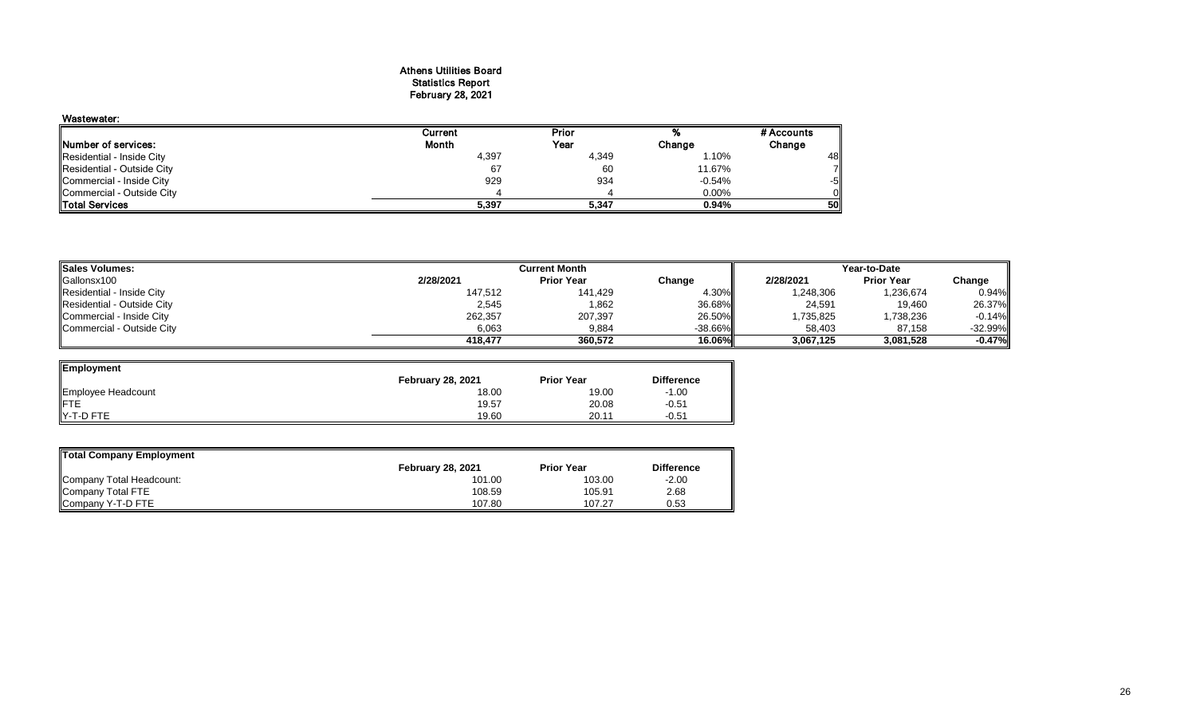# Athens Utilities Board
## Statistics Report
## February 28, 2021

**Wastewater:**

| Number of services: | Current Month | Prior Year | % Change | # Accounts Change |
|---|---|---|---|---|
| Residential - Inside City | 4,397 | 4,349 | 1.10% | 48 |
| Residential - Outside City | 67 | 60 | 11.67% | 7 |
| Commercial - Inside City | 929 | 934 | -0.54% | -5 |
| Commercial - Outside City | 4 | 4 | 0.00% | 0 |
| **Total Services** | **5,397** | **5,347** | **0.94%** | **50** |

| Sales Volumes: | Current Month | | | Year-to-Date | | |
|---|---|---|---|---|---|---|
| Gallonsx100 | 2/28/2021 | Prior Year | Change | 2/28/2021 | Prior Year | Change |
| Residential - Inside City | 147,512 | 141,429 | 4.30% | 1,248,306 | 1,236,674 | 0.94% |
| Residential - Outside City | 2,545 | 1,862 | 36.68% | 24,591 | 19,460 | 26.37% |
| Commercial - Inside City | 262,357 | 207,397 | 26.50% | 1,735,825 | 1,738,236 | -0.14% |
| Commercial - Outside City | 6,063 | 9,884 | -38.66% | 58,403 | 87,158 | -32.99% |
| | **418,477** | **360,572** | **16.06%** | **3,067,125** | **3,081,528** | **-0.47%** |

| Employment | February 28, 2021 | Prior Year | Difference |
|---|---|---|---|
| Employee Headcount | 18.00 | 19.00 | -1.00 |
| FTE | 19.57 | 20.08 | -0.51 |
| Y-T-D FTE | 19.60 | 20.11 | -0.51 |

| Total Company Employment | February 28, 2021 | Prior Year | Difference |
|---|---|---|---|
| Company Total Headcount: | 101.00 | 103.00 | -2.00 |
| Company Total FTE | 108.59 | 105.91 | 2.68 |
| Company Y-T-D FTE | 107.80 | 107.27 | 0.53 |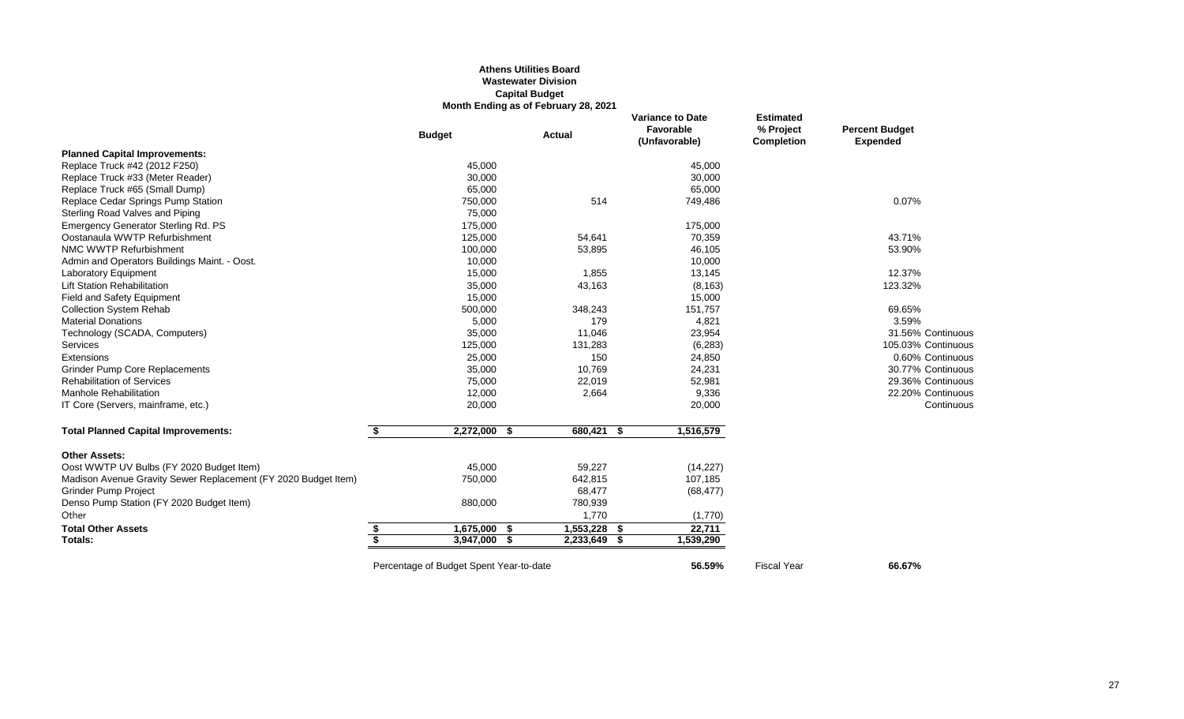**Athens Utilities Board**
**Wastewater Division**
**Capital Budget**
**Month Ending as of February 28, 2021**

| | Budget | Actual | Variance to Date Favorable (Unfavorable) | Estimated % Project Completion | Percent Budget Expended |
|---|---|---|---|---|---|
| **Planned Capital Improvements:** | | | | | |
| Replace Truck #42 (2012 F250) | 45,000 | | 45,000 | | |
| Replace Truck #33 (Meter Reader) | 30,000 | | 30,000 | | |
| Replace Truck #65 (Small Dump) | 65,000 | | 65,000 | | |
| Replace Cedar Springs Pump Station | 750,000 | 514 | 749,486 | | 0.07% |
| Sterling Road Valves and Piping | 75,000 | | | | |
| Emergency Generator Sterling Rd. PS | 175,000 | | 175,000 | | |
| Oostanaula WWTP Refurbishment | 125,000 | 54,641 | 70,359 | | 43.71% |
| NMC WWTP Refurbishment | 100,000 | 53,895 | 46,105 | | 53.90% |
| Admin and Operators Buildings Maint. - Oost. | 10,000 | | 10,000 | | |
| Laboratory Equipment | 15,000 | 1,855 | 13,145 | | 12.37% |
| Lift Station Rehabilitation | 35,000 | 43,163 | (8,163) | | 123.32% |
| Field and Safety Equipment | 15,000 | | 15,000 | | |
| Collection System Rehab | 500,000 | 348,243 | 151,757 | | 69.65% |
| Material Donations | 5,000 | 179 | 4,821 | | 3.59% |
| Technology (SCADA, Computers) | 35,000 | 11,046 | 23,954 | | 31.56% Continuous |
| Services | 125,000 | 131,283 | (6,283) | | 105.03% Continuous |
| Extensions | 25,000 | 150 | 24,850 | | 0.60% Continuous |
| Grinder Pump Core Replacements | 35,000 | 10,769 | 24,231 | | 30.77% Continuous |
| Rehabilitation of Services | 75,000 | 22,019 | 52,981 | | 29.36% Continuous |
| Manhole Rehabilitation | 12,000 | 2,664 | 9,336 | | 22.20% Continuous |
| IT Core (Servers, mainframe, etc.) | 20,000 | | 20,000 | | Continuous |
| **Total Planned Capital Improvements:** | **$ 2,272,000** | **$ 680,421** | **$ 1,516,579** | | |
| **Other Assets:** | | | | | |
| Oost WWTP UV Bulbs (FY 2020 Budget Item) | 45,000 | 59,227 | (14,227) | | |
| Madison Avenue Gravity Sewer Replacement (FY 2020 Budget Item) | 750,000 | 642,815 | 107,185 | | |
| Grinder Pump Project | | 68,477 | (68,477) | | |
| Denso Pump Station (FY 2020 Budget Item) | 880,000 | 780,939 | | | |
| Other | | 1,770 | (1,770) | | |
| **Total Other Assets** | **$ 1,675,000** | **$ 1,553,228** | **$ 22,711** | | |
| **Totals:** | **$ 3,947,000** | **$ 2,233,649** | **$ 1,539,290** | | |
| | Percentage of Budget Spent Year-to-date | | **56.59%** | Fiscal Year | **66.67%** |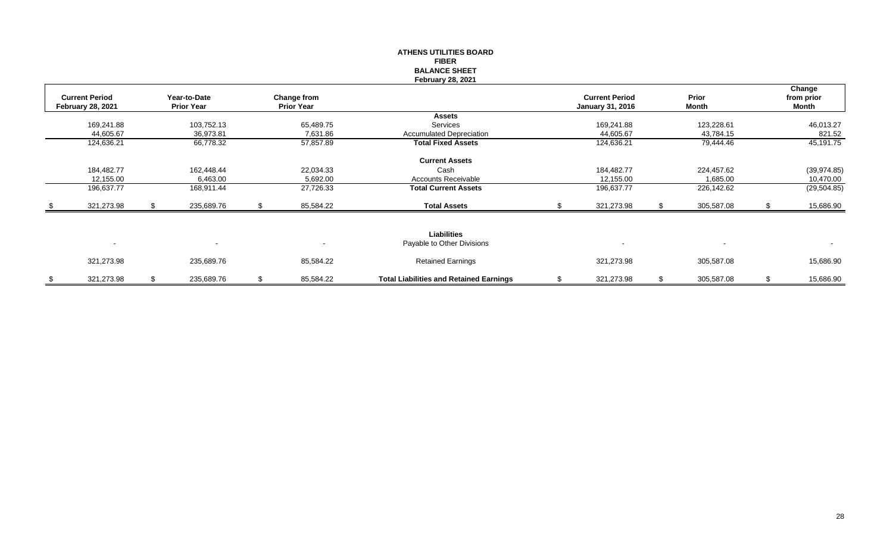**ATHENS UTILITIES BOARD**
**FIBER**
**BALANCE SHEET**
**February 28, 2021**

| Current Period February 28, 2021 | Year-to-Date Prior Year | Change from Prior Year | | Current Period January 31, 2016 | Prior Month | Change from prior Month |
|---|---|---|---|---|---|---|
| | | | **Assets** | | | |
| 169,241.88 | 103,752.13 | 65,489.75 | Services | 169,241.88 | 123,228.61 | 46,013.27 |
| 44,605.67 | 36,973.81 | 7,631.86 | Accumulated Depreciation | 44,605.67 | 43,784.15 | 821.52 |
| 124,636.21 | 66,778.32 | 57,857.89 | **Total Fixed Assets** | 124,636.21 | 79,444.46 | 45,191.75 |
| | | | **Current Assets** | | | |
| 184,482.77 | 162,448.44 | 22,034.33 | Cash | 184,482.77 | 224,457.62 | (39,974.85) |
| 12,155.00 | 6,463.00 | 5,692.00 | Accounts Receivable | 12,155.00 | 1,685.00 | 10,470.00 |
| 196,637.77 | 168,911.44 | 27,726.33 | **Total Current Assets** | 196,637.77 | 226,142.62 | (29,504.85) |
| $ 321,273.98 | $ 235,689.76 | $ 85,584.22 | **Total Assets** | $ 321,273.98 | $ 305,587.08 | $ 15,686.90 |
| | | | **Liabilities** | | | |
| - | - | - | Payable to Other Divisions | - | - | - |
| 321,273.98 | 235,689.76 | 85,584.22 | Retained Earnings | 321,273.98 | 305,587.08 | 15,686.90 |
| $ 321,273.98 | $ 235,689.76 | $ 85,584.22 | **Total Liabilities and Retained Earnings** | $ 321,273.98 | $ 305,587.08 | $ 15,686.90 |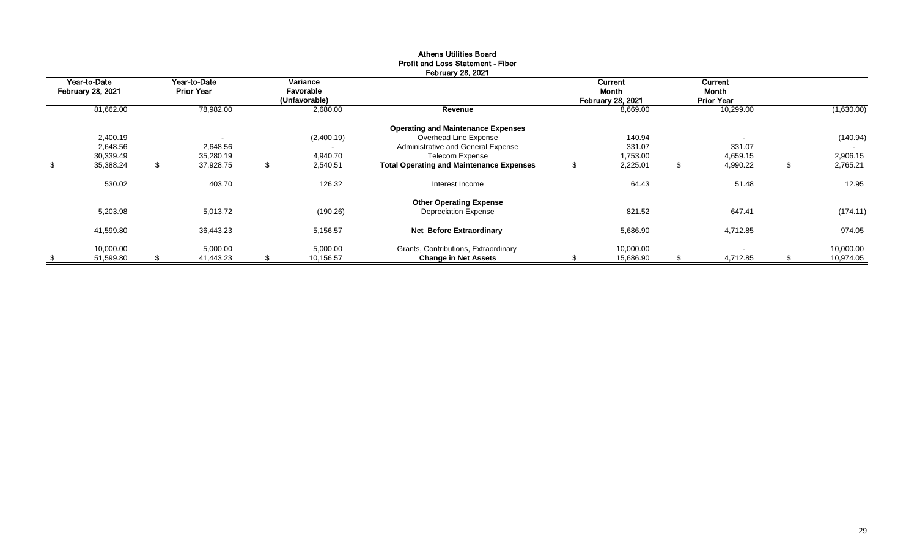**Athens Utilities Board**
**Profit and Loss Statement - Fiber**
**February 28, 2021**

| Year-to-Date February 28, 2021 | Year-to-Date Prior Year | Variance Favorable (Unfavorable) | | Current Month February 28, 2021 | Current Month Prior Year | |
|---|---|---|---|---|---|---|
| 81,662.00 | 78,982.00 | 2,680.00 | **Revenue** | 8,669.00 | 10,299.00 | (1,630.00) |
| | | | **Operating and Maintenance Expenses** | | | |
| 2,400.19 | - | (2,400.19) | Overhead Line Expense | 140.94 | - | (140.94) |
| 2,648.56 | 2,648.56 | - | Administrative and General Expense | 331.07 | 331.07 | - |
| 30,339.49 | 35,280.19 | 4,940.70 | Telecom Expense | 1,753.00 | 4,659.15 | 2,906.15 |
| $ 35,388.24 | $ 37,928.75 | $ 2,540.51 | **Total Operating and Maintenance Expenses** | $ 2,225.01 | $ 4,990.22 | $ 2,765.21 |
| 530.02 | 403.70 | 126.32 | Interest Income | 64.43 | 51.48 | 12.95 |
| | | | **Other Operating Expense** | | | |
| 5,203.98 | 5,013.72 | (190.26) | Depreciation Expense | 821.52 | 647.41 | (174.11) |
| 41,599.80 | 36,443.23 | 5,156.57 | **Net Before Extraordinary** | 5,686.90 | 4,712.85 | 974.05 |
| 10,000.00 | 5,000.00 | 5,000.00 | Grants, Contributions, Extraordinary | 10,000.00 | - | 10,000.00 |
| $ 51,599.80 | $ 41,443.23 | $ 10,156.57 | **Change in Net Assets** | $ 15,686.90 | $ 4,712.85 | $ 10,974.05 |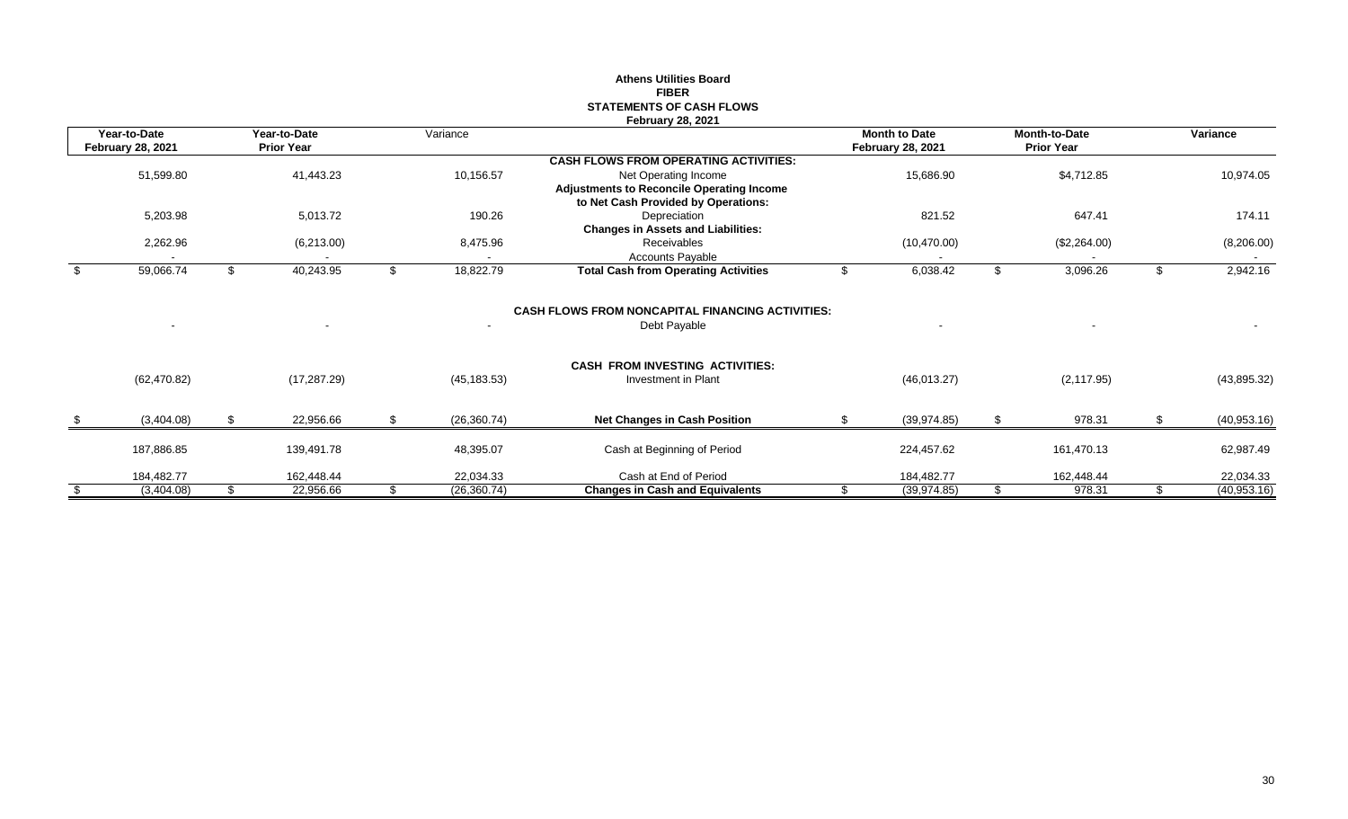**Athens Utilities Board**
**FIBER**
**STATEMENTS OF CASH FLOWS**
**February 28, 2021**

| Year-to-Date February 28, 2021 | Year-to-Date Prior Year | Variance | | Month to Date February 28, 2021 | Month-to-Date Prior Year | Variance |
|---|---|---|---|---|---|---|
| | | | **CASH FLOWS FROM OPERATING ACTIVITIES:** | | | |
| 51,599.80 | 41,443.23 | 10,156.57 | Net Operating Income | 15,686.90 | $4,712.85 | 10,974.05 |
| | | | **Adjustments to Reconcile Operating Income** | | | |
| | | | **to Net Cash Provided by Operations:** | | | |
| 5,203.98 | 5,013.72 | 190.26 | Depreciation | 821.52 | 647.41 | 174.11 |
| | | | **Changes in Assets and Liabilities:** | | | |
| 2,262.96 | (6,213.00) | 8,475.96 | Receivables | (10,470.00) | ($2,264.00) | (8,206.00) |
| - | - | - | Accounts Payable | - | - | - |
| $ 59,066.74 | $ 40,243.95 | $ 18,822.79 | **Total Cash from Operating Activities** | $ 6,038.42 | $ 3,096.26 | $ 2,942.16 |
| | | | **CASH FLOWS FROM NONCAPITAL FINANCING ACTIVITIES:** | | | |
| - | - | - | Debt Payable | - | - | - |
| | | | **CASH FROM INVESTING ACTIVITIES:** | | | |
| (62,470.82) | (17,287.29) | (45,183.53) | Investment in Plant | (46,013.27) | (2,117.95) | (43,895.32) |
| $ (3,404.08) | $ 22,956.66 | $ (26,360.74) | **Net Changes in Cash Position** | $ (39,974.85) | $ 978.31 | $ (40,953.16) |
| 187,886.85 | 139,491.78 | 48,395.07 | Cash at Beginning of Period | 224,457.62 | 161,470.13 | 62,987.49 |
| 184,482.77 | 162,448.44 | 22,034.33 | Cash at End of Period | 184,482.77 | 162,448.44 | 22,034.33 |
| $ (3,404.08) | $ 22,956.66 | $ (26,360.74) | **Changes in Cash and Equivalents** | $ (39,974.85) | $ 978.31 | $ (40,953.16) |